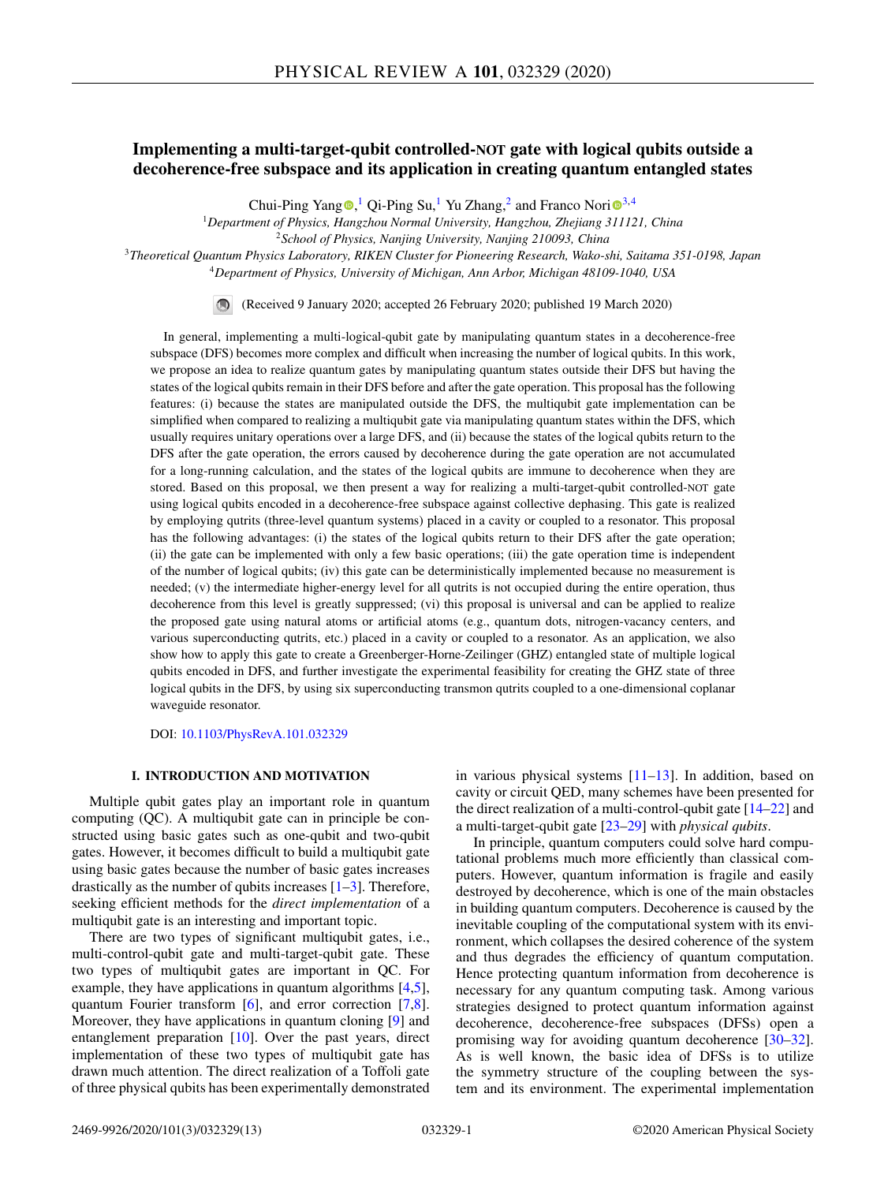# Implementing a multi-target-qubit controlled-NOT gate with logical qubits outside a decoherence-free subspace and its application in creating quantum entangled states

Chui-Ping Yang,[1] Qi-Ping Su,[1] Yu Zhang,[2] and Franco Nori[3,4]

[1]Department of Physics, Hangzhou Normal University, Hangzhou, Zhejiang 311121, China
[2]School of Physics, Nanjing University, Nanjing 210093, China
[3]Theoretical Quantum Physics Laboratory, RIKEN Cluster for Pioneering Research, Wako-shi, Saitama 351-0198, Japan
[4]Department of Physics, University of Michigan, Ann Arbor, Michigan 48109-1040, USA

(Received 9 January 2020; accepted 26 February 2020; published 19 March 2020)

In general, implementing a multi-logical-qubit gate by manipulating quantum states in a decoherence-free subspace (DFS) becomes more complex and difficult when increasing the number of logical qubits. In this work, we propose an idea to realize quantum gates by manipulating quantum states outside their DFS but having the states of the logical qubits remain in their DFS before and after the gate operation. This proposal has the following features: (i) because the states are manipulated outside the DFS, the multiqubit gate implementation can be simplified when compared to realizing a multiqubit gate via manipulating quantum states within the DFS, which usually requires unitary operations over a large DFS, and (ii) because the states of the logical qubits return to the DFS after the gate operation, the errors caused by decoherence during the gate operation are not accumulated for a long-running calculation, and the states of the logical qubits are immune to decoherence when they are stored. Based on this proposal, we then present a way for realizing a multi-target-qubit controlled-NOT gate using logical qubits encoded in a decoherence-free subspace against collective dephasing. This gate is realized by employing qutrits (three-level quantum systems) placed in a cavity or coupled to a resonator. This proposal has the following advantages: (i) the states of the logical qubits return to their DFS after the gate operation; (ii) the gate can be implemented with only a few basic operations; (iii) the gate operation time is independent of the number of logical qubits; (iv) this gate can be deterministically implemented because no measurement is needed; (v) the intermediate higher-energy level for all qutrits is not occupied during the entire operation, thus decoherence from this level is greatly suppressed; (vi) this proposal is universal and can be applied to realize the proposed gate using natural atoms or artificial atoms (e.g., quantum dots, nitrogen-vacancy centers, and various superconducting qutrits, etc.) placed in a cavity or coupled to a resonator. As an application, we also show how to apply this gate to create a Greenberger-Horne-Zeilinger (GHZ) entangled state of multiple logical qubits encoded in DFS, and further investigate the experimental feasibility for creating the GHZ state of three logical qubits in the DFS, by using six superconducting transmon qutrits coupled to a one-dimensional coplanar waveguide resonator.

DOI: 10.1103/PhysRevA.101.032329

## I. INTRODUCTION AND MOTIVATION

Multiple qubit gates play an important role in quantum computing (QC). A multiqubit gate can in principle be constructed using basic gates such as one-qubit and two-qubit gates. However, it becomes difficult to build a multiqubit gate using basic gates because the number of basic gates increases drastically as the number of qubits increases [1–3]. Therefore, seeking efficient methods for the *direct implementation* of a multiqubit gate is an interesting and important topic.

There are two types of significant multiqubit gates, i.e., multi-control-qubit gate and multi-target-qubit gate. These two types of multiqubit gates are important in QC. For example, they have applications in quantum algorithms [4,5], quantum Fourier transform [6], and error correction [7,8]. Moreover, they have applications in quantum cloning [9] and entanglement preparation [10]. Over the past years, direct implementation of these two types of multiqubit gate has drawn much attention. The direct realization of a Toffoli gate of three physical qubits has been experimentally demonstrated in various physical systems [11–13]. In addition, based on cavity or circuit QED, many schemes have been presented for the direct realization of a multi-control-qubit gate [14–22] and a multi-target-qubit gate [23–29] with *physical qubits*.

In principle, quantum computers could solve hard computational problems much more efficiently than classical computers. However, quantum information is fragile and easily destroyed by decoherence, which is one of the main obstacles in building quantum computers. Decoherence is caused by the inevitable coupling of the computational system with its environment, which collapses the desired coherence of the system and thus degrades the efficiency of quantum computation. Hence protecting quantum information from decoherence is necessary for any quantum computing task. Among various strategies designed to protect quantum information against decoherence, decoherence-free subspaces (DFSs) open a promising way for avoiding quantum decoherence [30–32]. As is well known, the basic idea of DFSs is to utilize the symmetry structure of the coupling between the system and its environment. The experimental implementation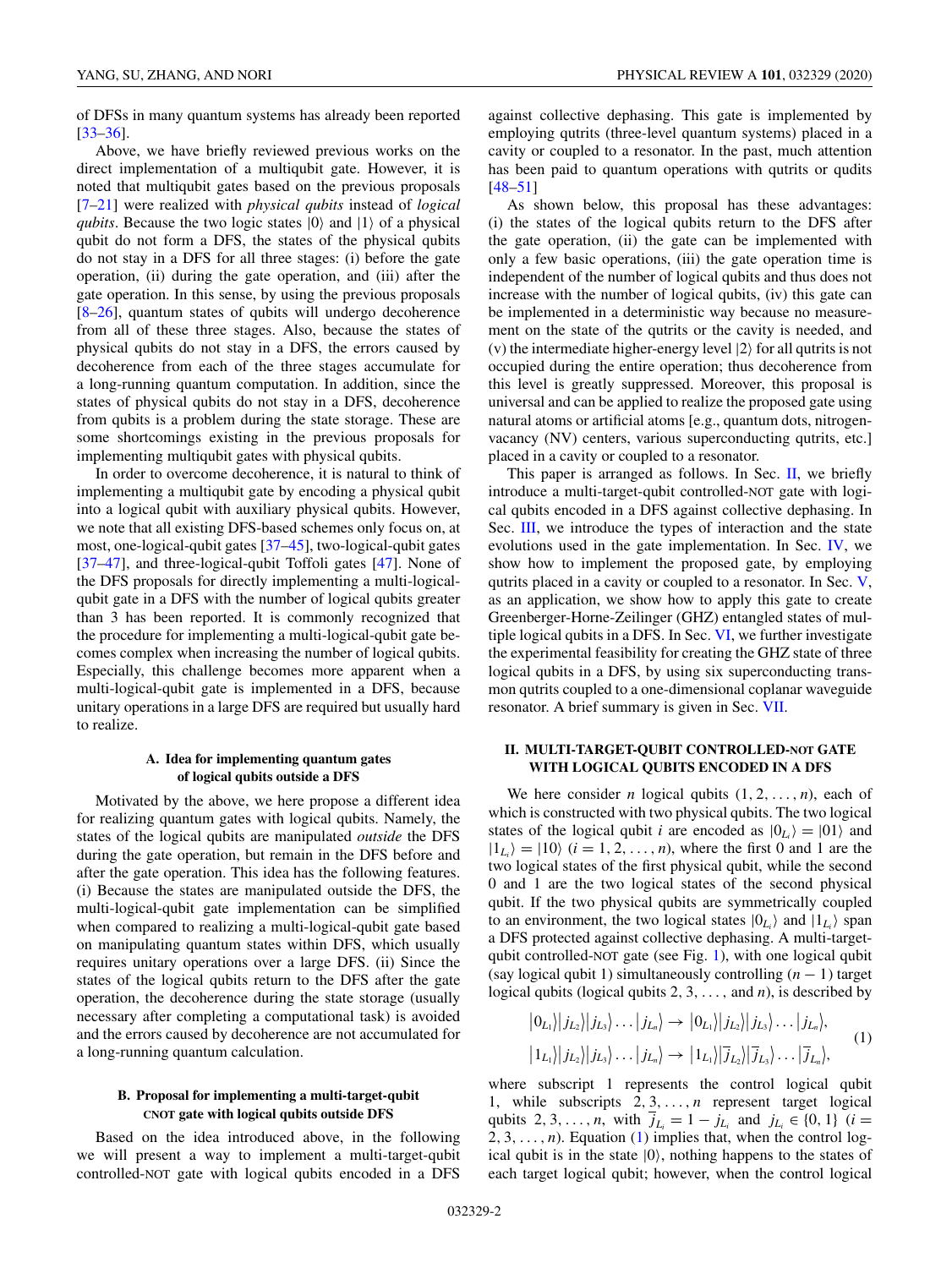of DFSs in many quantum systems has already been reported [33–36].

Above, we have briefly reviewed previous works on the direct implementation of a multiqubit gate. However, it is noted that multiqubit gates based on the previous proposals [7–21] were realized with *physical qubits* instead of *logical qubits*. Because the two logic states $|0\rangle$ and $|1\rangle$ of a physical qubit do not form a DFS, the states of the physical qubits do not stay in a DFS for all three stages: (i) before the gate operation, (ii) during the gate operation, and (iii) after the gate operation. In this sense, by using the previous proposals [8–26], quantum states of qubits will undergo decoherence from all of these three stages. Also, because the states of physical qubits do not stay in a DFS, the errors caused by decoherence from each of the three stages accumulate for a long-running quantum computation. In addition, since the states of physical qubits do not stay in a DFS, decoherence from qubits is a problem during the state storage. These are some shortcomings existing in the previous proposals for implementing multiqubit gates with physical qubits.

In order to overcome decoherence, it is natural to think of implementing a multiqubit gate by encoding a physical qubit into a logical qubit with auxiliary physical qubits. However, we note that all existing DFS-based schemes only focus on, at most, one-logical-qubit gates [37–45], two-logical-qubit gates [37–47], and three-logical-qubit Toffoli gates [47]. None of the DFS proposals for directly implementing a multi-logical-qubit gate in a DFS with the number of logical qubits greater than 3 has been reported. It is commonly recognized that the procedure for implementing a multi-logical-qubit gate becomes complex when increasing the number of logical qubits. Especially, this challenge becomes more apparent when a multi-logical-qubit gate is implemented in a DFS, because unitary operations in a large DFS are required but usually hard to realize.

### A. Idea for implementing quantum gates of logical qubits outside a DFS

Motivated by the above, we here propose a different idea for realizing quantum gates with logical qubits. Namely, the states of the logical qubits are manipulated *outside* the DFS during the gate operation, but remain in the DFS before and after the gate operation. This idea has the following features. (i) Because the states are manipulated outside the DFS, the multi-logical-qubit gate implementation can be simplified when compared to realizing a multi-logical-qubit gate based on manipulating quantum states within DFS, which usually requires unitary operations over a large DFS. (ii) Since the states of the logical qubits return to the DFS after the gate operation, the decoherence during the state storage (usually necessary after completing a computational task) is avoided and the errors caused by decoherence are not accumulated for a long-running quantum calculation.

### B. Proposal for implementing a multi-target-qubit CNOT gate with logical qubits outside DFS

Based on the idea introduced above, in the following we will present a way to implement a multi-target-qubit controlled-NOT gate with logical qubits encoded in a DFS against collective dephasing. This gate is implemented by employing qutrits (three-level quantum systems) placed in a cavity or coupled to a resonator. In the past, much attention has been paid to quantum operations with qutrits or qudits [48–51]

As shown below, this proposal has these advantages: (i) the states of the logical qubits return to the DFS after the gate operation, (ii) the gate can be implemented with only a few basic operations, (iii) the gate operation time is independent of the number of logical qubits and thus does not increase with the number of logical qubits, (iv) this gate can be implemented in a deterministic way because no measurement on the state of the qutrits or the cavity is needed, and (v) the intermediate higher-energy level $|2\rangle$ for all qutrits is not occupied during the entire operation; thus decoherence from this level is greatly suppressed. Moreover, this proposal is universal and can be applied to realize the proposed gate using natural atoms or artificial atoms [e.g., quantum dots, nitrogen-vacancy (NV) centers, various superconducting qutrits, etc.] placed in a cavity or coupled to a resonator.

This paper is arranged as follows. In Sec. II, we briefly introduce a multi-target-qubit controlled-NOT gate with logical qubits encoded in a DFS against collective dephasing. In Sec. III, we introduce the types of interaction and the state evolutions used in the gate implementation. In Sec. IV, we show how to implement the proposed gate, by employing qutrits placed in a cavity or coupled to a resonator. In Sec. V, as an application, we show how to apply this gate to create Greenberger-Horne-Zeilinger (GHZ) entangled states of multiple logical qubits in a DFS. In Sec. VI, we further investigate the experimental feasibility for creating the GHZ state of three logical qubits in a DFS, by using six superconducting transmon qutrits coupled to a one-dimensional coplanar waveguide resonator. A brief summary is given in Sec. VII.

## II. MULTI-TARGET-QUBIT CONTROLLED-NOT GATE WITH LOGICAL QUBITS ENCODED IN A DFS

We here consider $n$ logical qubits $(1, 2, \ldots, n)$, each of which is constructed with two physical qubits. The two logical states of the logical qubit $i$ are encoded as $|0_{L_i}\rangle = |01\rangle$ and $|1_{L_i}\rangle = |10\rangle$ $(i = 1, 2, \ldots, n)$, where the first 0 and 1 are the two logical states of the first physical qubit, while the second 0 and 1 are the two logical states of the second physical qubit. If the two physical qubits are symmetrically coupled to an environment, the two logical states $|0_{L_i}\rangle$ and $|1_{L_i}\rangle$ span a DFS protected against collective dephasing. A multi-target-qubit controlled-NOT gate (see Fig. 1), with one logical qubit (say logical qubit 1) simultaneously controlling $(n-1)$ target logical qubits (logical qubits $2, 3, \ldots,$ and $n$), is described by

$$
\begin{aligned}
|0_{L_1}\rangle|j_{L_2}\rangle|j_{L_3}\rangle\ldots|j_{L_n}\rangle &\rightarrow |0_{L_1}\rangle|j_{L_2}\rangle|j_{L_3}\rangle\ldots|j_{L_n}\rangle,\\
|1_{L_1}\rangle|j_{L_2}\rangle|j_{L_3}\rangle\ldots|j_{L_n}\rangle &\rightarrow |1_{L_1}\rangle|\overline{j}_{L_2}\rangle|\overline{j}_{L_3}\rangle\ldots|\overline{j}_{L_n}\rangle,
\end{aligned}
\tag{1}
$$

where subscript 1 represents the control logical qubit 1, while subscripts $2, 3, \ldots, n$ represent target logical qubits $2, 3, \ldots, n$, with $\overline{j}_{L_i} = 1 - j_{L_i}$ and $j_{L_i} \in \{0, 1\}$ $(i = 2, 3, \ldots, n)$. Equation (1) implies that, when the control logical qubit is in the state $|0\rangle$, nothing happens to the states of each target logical qubit; however, when the control logical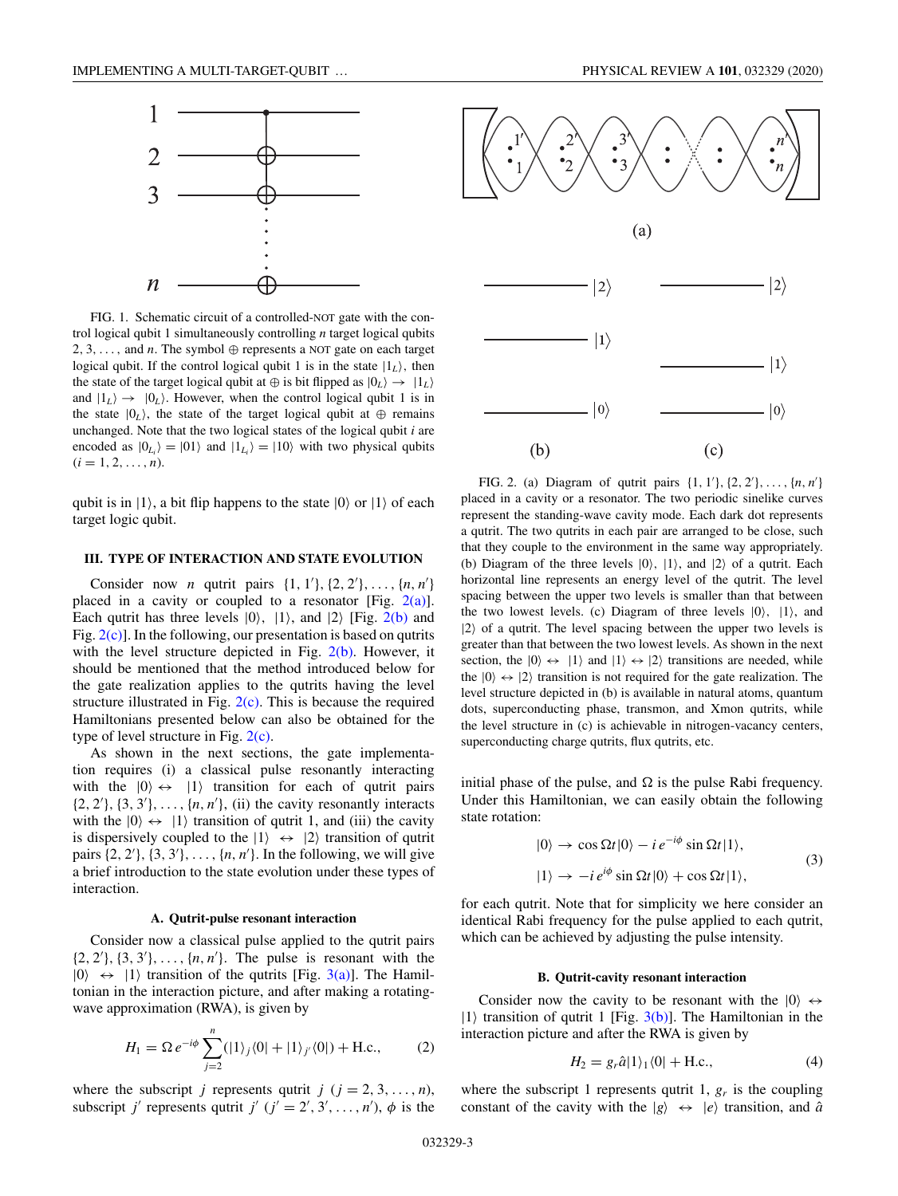FIG. 1. Schematic circuit of a controlled-NOT gate with the control logical qubit 1 simultaneously controlling $n$ target logical qubits $2, 3, \ldots,$ and $n$. The symbol $\oplus$ represents a NOT gate on each target logical qubit. If the control logical qubit 1 is in the state $|1_L\rangle$, then the state of the target logical qubit at $\oplus$ is bit flipped as $|0_L\rangle \to |1_L\rangle$ and $|1_L\rangle \to |0_L\rangle$. However, when the control logical qubit 1 is in the state $|0_L\rangle$, the state of the target logical qubit at $\oplus$ remains unchanged. Note that the two logical states of the logical qubit $i$ are encoded as $|0_{L_i}\rangle = |01\rangle$ and $|1_{L_i}\rangle = |10\rangle$ with two physical qubits $(i = 1, 2, \ldots, n)$.

qubit is in $|1\rangle$, a bit flip happens to the state $|0\rangle$ or $|1\rangle$ of each target logic qubit.

## III. TYPE OF INTERACTION AND STATE EVOLUTION

Consider now $n$ qutrit pairs $\{1, 1'\}, \{2, 2'\}, \ldots, \{n, n'\}$ placed in a cavity or coupled to a resonator [Fig. 2(a)]. Each qutrit has three levels $|0\rangle$, $|1\rangle$, and $|2\rangle$ [Fig. 2(b) and Fig. 2(c)]. In the following, our presentation is based on qutrits with the level structure depicted in Fig. 2(b). However, it should be mentioned that the method introduced below for the gate realization applies to the qutrits having the level structure illustrated in Fig. 2(c). This is because the required Hamiltonians presented below can also be obtained for the type of level structure in Fig. 2(c).

As shown in the next sections, the gate implementation requires (i) a classical pulse resonantly interacting with the $|0\rangle \leftrightarrow |1\rangle$ transition for each of qutrit pairs $\{2, 2'\}, \{3, 3'\}, \ldots, \{n, n'\}$, (ii) the cavity resonantly interacts with the $|0\rangle \leftrightarrow |1\rangle$ transition of qutrit 1, and (iii) the cavity is dispersively coupled to the $|1\rangle \leftrightarrow |2\rangle$ transition of qutrit pairs $\{2, 2'\}, \{3, 3'\}, \ldots, \{n, n'\}$. In the following, we will give a brief introduction to the state evolution under these types of interaction.

### A. Qutrit-pulse resonant interaction

Consider now a classical pulse applied to the qutrit pairs $\{2, 2'\}, \{3, 3'\}, \ldots, \{n, n'\}$. The pulse is resonant with the $|0\rangle \leftrightarrow |1\rangle$ transition of the qutrits [Fig. 3(a)]. The Hamiltonian in the interaction picture, and after making a rotating-wave approximation (RWA), is given by

$$H_1 = \Omega\, e^{-i\phi} \sum_{j=2}^{n} (|1\rangle_j\langle 0| + |1\rangle_{j'}\langle 0|) + \text{H.c.}, \tag{2}$$

where the subscript $j$ represents qutrit $j$ $(j = 2, 3, \ldots, n)$, subscript $j'$ represents qutrit $j'$ $(j' = 2', 3', \ldots, n')$, $\phi$ is the initial phase of the pulse, and $\Omega$ is the pulse Rabi frequency. Under this Hamiltonian, we can easily obtain the following state rotation:

$$\begin{aligned} |0\rangle &\to \cos \Omega t|0\rangle - i\, e^{-i\phi} \sin \Omega t|1\rangle, \\ |1\rangle &\to -i\, e^{i\phi} \sin \Omega t|0\rangle + \cos \Omega t|1\rangle, \end{aligned} \tag{3}$$

for each qutrit. Note that for simplicity we here consider an identical Rabi frequency for the pulse applied to each qutrit, which can be achieved by adjusting the pulse intensity.

FIG. 2. (a) Diagram of qutrit pairs $\{1, 1'\}, \{2, 2'\}, \ldots, \{n, n'\}$ placed in a cavity or a resonator. The two periodic sinelike curves represent the standing-wave cavity mode. Each dark dot represents a qutrit. The two qutrits in each pair are arranged to be close, such that they couple to the environment in the same way appropriately. (b) Diagram of the three levels $|0\rangle$, $|1\rangle$, and $|2\rangle$ of a qutrit. Each horizontal line represents an energy level of the qutrit. The level spacing between the upper two levels is smaller than that between the two lowest levels. (c) Diagram of three levels $|0\rangle$, $|1\rangle$, and $|2\rangle$ of a qutrit. The level spacing between the upper two levels is greater than that between the two lowest levels. As shown in the next section, the $|0\rangle \leftrightarrow |1\rangle$ and $|1\rangle \leftrightarrow |2\rangle$ transitions are needed, while the $|0\rangle \leftrightarrow |2\rangle$ transition is not required for the gate realization. The level structure depicted in (b) is available in natural atoms, quantum dots, superconducting phase, transmon, and Xmon qutrits, while the level structure in (c) is achievable in nitrogen-vacancy centers, superconducting charge qutrits, flux qutrits, etc.

### B. Qutrit-cavity resonant interaction

Consider now the cavity to be resonant with the $|0\rangle \leftrightarrow |1\rangle$ transition of qutrit 1 [Fig. 3(b)]. The Hamiltonian in the interaction picture and after the RWA is given by

$$H_2 = g_r \hat{a}|1\rangle_1\langle 0| + \text{H.c.}, \tag{4}$$

where the subscript 1 represents qutrit 1, $g_r$ is the coupling constant of the cavity with the $|g\rangle \leftrightarrow |e\rangle$ transition, and $\hat{a}$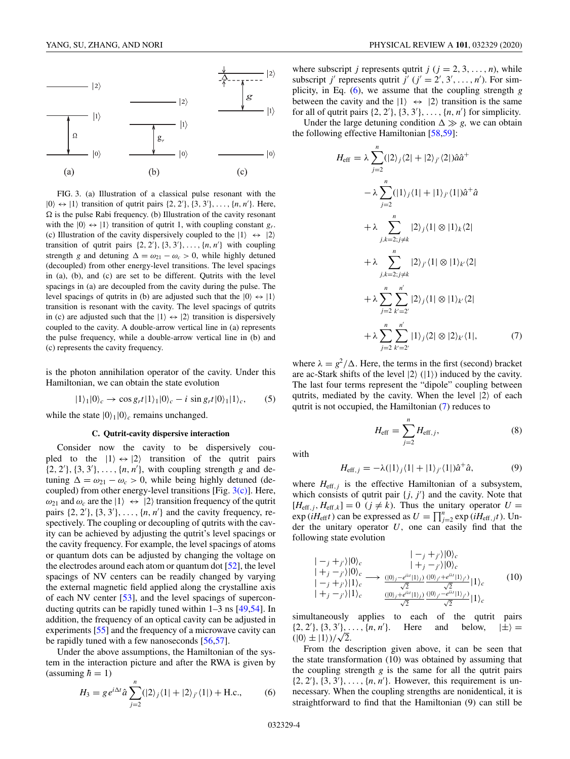FIG. 3. (a) Illustration of a classical pulse resonant with the $|0\rangle \leftrightarrow |1\rangle$ transition of qutrit pairs $\{2, 2'\}, \{3, 3'\}, \ldots, \{n, n'\}$. Here, $\Omega$ is the pulse Rabi frequency. (b) Illustration of the cavity resonant with the $|0\rangle \leftrightarrow |1\rangle$ transition of qutrit 1, with coupling constant $g_r$. (c) Illustration of the cavity dispersively coupled to the $|1\rangle \leftrightarrow |2\rangle$ transition of qutrit pairs $\{2, 2'\}, \{3, 3'\}, \ldots, \{n, n'\}$ with coupling strength $g$ and detuning $\Delta = \omega_{21} - \omega_c > 0$, while highly detuned (decoupled) from other energy-level transitions. The level spacings in (a), (b), and (c) are set to be different. Qutrits with the level spacings in (a) are decoupled from the cavity during the pulse. The level spacings of qutrits in (b) are adjusted such that the $|0\rangle \leftrightarrow |1\rangle$ transition is resonant with the cavity. The level spacings of qutrits in (c) are adjusted such that the $|1\rangle \leftrightarrow |2\rangle$ transition is dispersively coupled to the cavity. A double-arrow vertical line in (a) represents the pulse frequency, while a double-arrow vertical line in (b) and (c) represents the cavity frequency.

is the photon annihilation operator of the cavity. Under this Hamiltonian, we can obtain the state evolution

$$|1\rangle_1|0\rangle_c \rightarrow \cos g_r t|1\rangle_1|0\rangle_c - i \sin g_r t|0\rangle_1|1\rangle_c, \qquad (5)$$

while the state $|0\rangle_1|0\rangle_c$ remains unchanged.

### C. Qutrit-cavity dispersive interaction

Consider now the cavity to be dispersively coupled to the $|1\rangle \leftrightarrow |2\rangle$ transition of the qutrit pairs $\{2, 2'\}, \{3, 3'\}, \ldots, \{n, n'\}$, with coupling strength $g$ and detuning $\Delta = \omega_{21} - \omega_c > 0$, while being highly detuned (decoupled) from other energy-level transitions [Fig. 3(c)]. Here, $\omega_{21}$ and $\omega_c$ are the $|1\rangle \leftrightarrow |2\rangle$ transition frequency of the qutrit pairs $\{2, 2'\}, \{3, 3'\}, \ldots, \{n, n'\}$ and the cavity frequency, respectively. The coupling or decoupling of qutrits with the cavity can be achieved by adjusting the qutrit's level spacings or the cavity frequency. For example, the level spacings of atoms or quantum dots can be adjusted by changing the voltage on the electrodes around each atom or quantum dot [52], the level spacings of NV centers can be readily changed by varying the external magnetic field applied along the crystalline axis of each NV center [53], and the level spacings of superconducting qutrits can be rapidly tuned within 1–3 ns [49,54]. In addition, the frequency of an optical cavity can be adjusted in experiments [55] and the frequency of a microwave cavity can be rapidly tuned with a few nanoseconds [56,57].

Under the above assumptions, the Hamiltonian of the system in the interaction picture and after the RWA is given by (assuming $\hbar = 1$)

$$H_3 = g\, e^{i\Delta t}\hat{a}\sum_{j=2}^{n}(|2\rangle_j\langle 1| + |2\rangle_{j'}\langle 1|) + \text{H.c.}, \qquad (6)$$

where subscript $j$ represents qutrit $j$ ($j = 2, 3, \ldots, n$), while subscript $j'$ represents qutrit $j'$ ($j' = 2', 3', \ldots, n'$). For simplicity, in Eq. (6), we assume that the coupling strength $g$ between the cavity and the $|1\rangle \leftrightarrow |2\rangle$ transition is the same for all of qutrit pairs $\{2, 2'\}, \{3, 3'\}, \ldots, \{n, n'\}$ for simplicity.

Under the large detuning condition $\Delta \gg g$, we can obtain the following effective Hamiltonian [58,59]:

$$\begin{aligned}
H_{\text{eff}} = {} & \lambda \sum_{j=2}^{n}(|2\rangle_j\langle 2| + |2\rangle_{j'}\langle 2|)\hat{a}\hat{a}^{+} \\
& - \lambda \sum_{j=2}^{n}(|1\rangle_j\langle 1| + |1\rangle_{j'}\langle 1|)\hat{a}^{+}\hat{a} \\
& + \lambda \sum_{j,k=2;j\neq k}^{n} |2\rangle_j\langle 1| \otimes |1\rangle_k\langle 2| \\
& + \lambda \sum_{j,k=2;j\neq k}^{n} |2\rangle_{j'}\langle 1| \otimes |1\rangle_{k'}\langle 2| \\
& + \lambda \sum_{j=2}^{n}\sum_{k'=2'}^{n'} |2\rangle_j\langle 1| \otimes |1\rangle_{k'}\langle 2| \\
& + \lambda \sum_{j=2}^{n}\sum_{k'=2'}^{n'} |1\rangle_j\langle 2| \otimes |2\rangle_{k'}\langle 1|,
\end{aligned} \qquad (7)$$

where $\lambda = g^2/\Delta$. Here, the terms in the first (second) bracket are ac-Stark shifts of the level $|2\rangle$ ($|1\rangle$) induced by the cavity. The last four terms represent the "dipole" coupling between qutrits, mediated by the cavity. When the level $|2\rangle$ of each qutrit is not occupied, the Hamiltonian (7) reduces to

$$H_{\text{eff}} = \sum_{j=2}^{n} H_{\text{eff},j}, \qquad (8)$$

with

$$H_{\text{eff},j} = -\lambda(|1\rangle_j\langle 1| + |1\rangle_{j'}\langle 1|)\hat{a}^{+}\hat{a}, \qquad (9)$$

where $H_{\text{eff},j}$ is the effective Hamiltonian of a subsystem, which consists of qutrit pair $\{j, j'\}$ and the cavity. Note that $[H_{\text{eff},j}, H_{\text{eff},k}] = 0$ ($j \neq k$). Thus the unitary operator $U = \exp(iH_{\text{eff}}t)$ can be expressed as $U = \prod_{j=2}^{n}\exp(iH_{\text{eff},j}t)$. Under the unitary operator $U$, one can easily find that the following state evolution

$$\begin{array}{l}
|-_j +_{j'}\rangle|0\rangle_c \\
|+_j -_{j'}\rangle|0\rangle_c \\
|-_j +_{j'}\rangle|1\rangle_c \\
|+_j -_{j'}\rangle|1\rangle_c
\end{array}
\longrightarrow
\begin{array}{c}
|-_j +_{j'}\rangle|0\rangle_c \\
|+_j -_{j'}\rangle|0\rangle_c \\
\frac{(|0\rangle_j - e^{i\lambda t}|1\rangle_j)}{\sqrt{2}}\frac{(|0\rangle_{j'} + e^{i\lambda t}|1\rangle_{j'})}{\sqrt{2}}|1\rangle_c \\
\frac{(|0\rangle_j + e^{i\lambda t}|1\rangle_j)}{\sqrt{2}}\frac{(|0\rangle_{j'} - e^{i\lambda t}|1\rangle_{j'})}{\sqrt{2}}|1\rangle_c
\end{array} \qquad (10)$$

simultaneously applies to each of the qutrit pairs $\{2, 2'\}, \{3, 3'\}, \ldots, \{n, n'\}$. Here and below, $|\pm\rangle = (|0\rangle \pm |1\rangle)/\sqrt{2}$.

From the description given above, it can be seen that the state transformation (10) was obtained by assuming that the coupling strength $g$ is the same for all the qutrit pairs $\{2, 2'\}, \{3, 3'\}, \ldots, \{n, n'\}$. However, this requirement is unnecessary. When the coupling strengths are nonidentical, it is straightforward to find that the Hamiltonian (9) can still be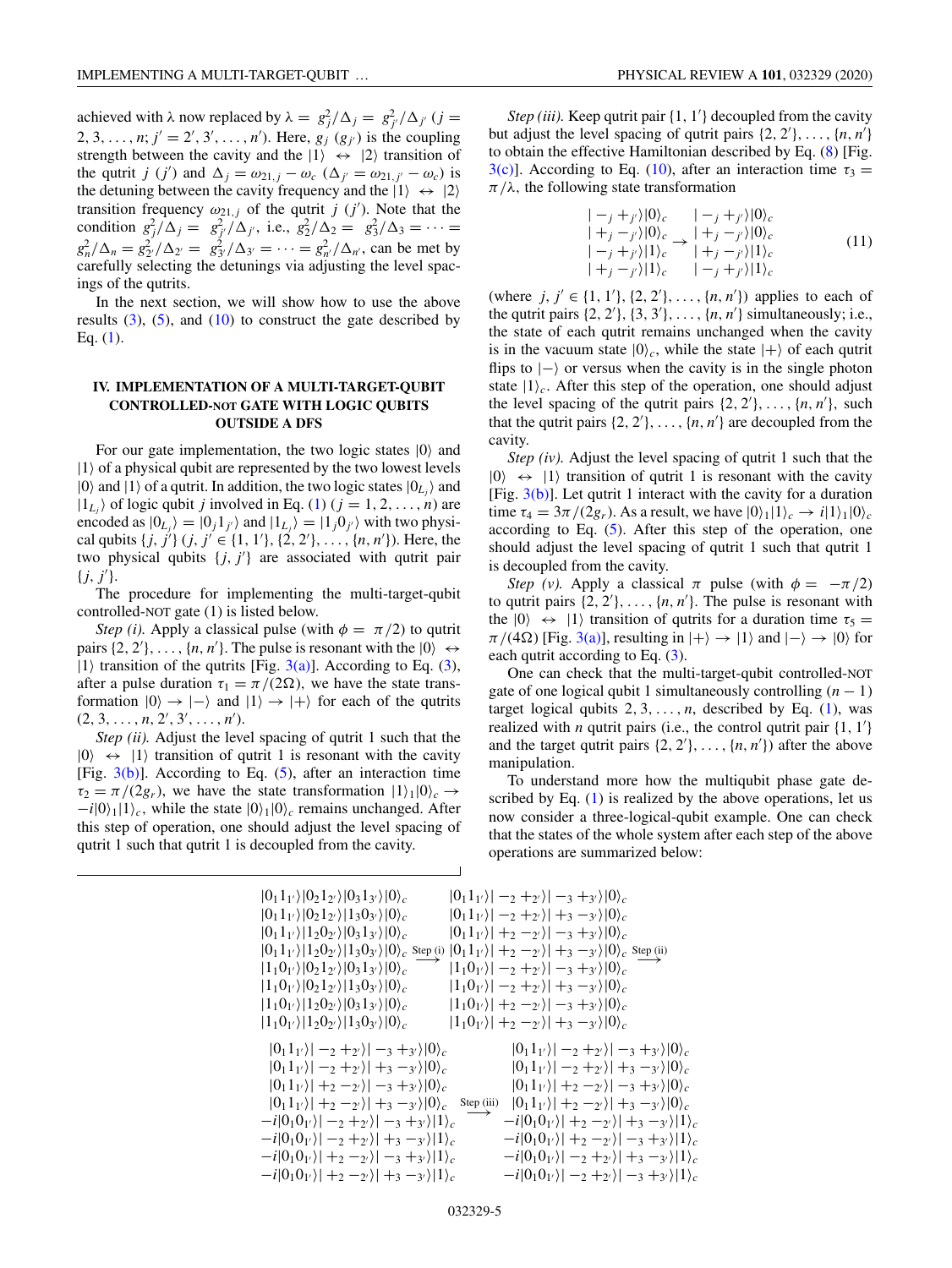achieved with $\lambda$ now replaced by $\lambda = g_j^2/\Delta_j = g_{j'}^2/\Delta_{j'}$ ($j = 2, 3, \ldots, n$; $j' = 2', 3', \ldots, n'$). Here, $g_j$ ($g_{j'}$) is the coupling strength between the cavity and the $|1\rangle \leftrightarrow |2\rangle$ transition of the qutrit $j$ ($j'$) and $\Delta_j = \omega_{21,j} - \omega_c$ ($\Delta_{j'} = \omega_{21,j'} - \omega_c$) is the detuning between the cavity frequency and the $|1\rangle \leftrightarrow |2\rangle$ transition frequency $\omega_{21,j}$ of the qutrit $j$ ($j'$). Note that the condition $g_j^2/\Delta_j = g_{j'}^2/\Delta_{j'}$, i.e., $g_2^2/\Delta_2 = g_3^2/\Delta_3 = \cdots = g_n^2/\Delta_n = g_{2'}^2/\Delta_{2'} = g_{3'}^2/\Delta_{3'} = \cdots = g_{n'}^2/\Delta_{n'}$, can be met by carefully selecting the detunings via adjusting the level spacings of the qutrits.

In the next section, we will show how to use the above results (3), (5), and (10) to construct the gate described by Eq. (1).

## IV. IMPLEMENTATION OF A MULTI-TARGET-QUBIT CONTROLLED-NOT GATE WITH LOGIC QUBITS OUTSIDE A DFS

For our gate implementation, the two logic states $|0\rangle$ and $|1\rangle$ of a physical qubit are represented by the two lowest levels $|0\rangle$ and $|1\rangle$ of a qutrit. In addition, the two logic states $|0_{L_j}\rangle$ and $|1_{L_j}\rangle$ of logic qubit $j$ involved in Eq. (1) ($j = 1, 2, \ldots, n$) are encoded as $|0_{L_j}\rangle = |0_j 1_{j'}\rangle$ and $|1_{L_j}\rangle = |1_j 0_{j'}\rangle$ with two physical qubits $\{j, j'\}$ ($j, j' \in \{1, 1'\}, \{2, 2'\}, \ldots, \{n, n'\}$). Here, the two physical qubits $\{j, j'\}$ are associated with qutrit pair $\{j, j'\}$.

The procedure for implementing the multi-target-qubit controlled-NOT gate (1) is listed below.

*Step (i).* Apply a classical pulse (with $\phi = \pi/2$) to qutrit pairs $\{2, 2'\}, \ldots, \{n, n'\}$. The pulse is resonant with the $|0\rangle \leftrightarrow |1\rangle$ transition of the qutrits [Fig. 3(a)]. According to Eq. (3), after a pulse duration $\tau_1 = \pi/(2\Omega)$, we have the state transformation $|0\rangle \to |-\rangle$ and $|1\rangle \to |+\rangle$ for each of the qutrits $(2, 3, \ldots, n, 2', 3', \ldots, n')$.

*Step (ii).* Adjust the level spacing of qutrit 1 such that the $|0\rangle \leftrightarrow |1\rangle$ transition of qutrit 1 is resonant with the cavity [Fig. 3(b)]. According to Eq. (5), after an interaction time $\tau_2 = \pi/(2g_r)$, we have the state transformation $|1\rangle_1|0\rangle_c \to -i|0\rangle_1|1\rangle_c$, while the state $|0\rangle_1|0\rangle_c$ remains unchanged. After this step of operation, one should adjust the level spacing of qutrit 1 such that qutrit 1 is decoupled from the cavity.

*Step (iii).* Keep qutrit pair $\{1, 1'\}$ decoupled from the cavity but adjust the level spacing of qutrit pairs $\{2, 2'\}, \ldots, \{n, n'\}$ to obtain the effective Hamiltonian described by Eq. (8) [Fig. 3(c)]. According to Eq. (10), after an interaction time $\tau_3 = \pi/\lambda$, the following state transformation

$$
\begin{array}{ll}
|-_j +_{j'}\rangle|0\rangle_c & |-_j +_{j'}\rangle|0\rangle_c \\
|+_j -_{j'}\rangle|0\rangle_c & |+_j -_{j'}\rangle|0\rangle_c \\
|-_j +_{j'}\rangle|1\rangle_c & |+_j -_{j'}\rangle|1\rangle_c \\
|+_j -_{j'}\rangle|1\rangle_c & |-_j +_{j'}\rangle|1\rangle_c
\end{array}
\quad (11)
$$

(with $\to$ mapping each state in the left column to the corresponding state in the right column; where $j, j' \in \{1, 1'\}, \{2, 2'\}, \ldots, \{n, n'\}$) applies to each of the qutrit pairs $\{2, 2'\}, \{3, 3'\}, \ldots, \{n, n'\}$ simultaneously; i.e., the state of each qutrit remains unchanged when the cavity is in the vacuum state $|0\rangle_c$, while the state $|+\rangle$ of each qutrit flips to $|-\rangle$ or versus when the cavity is in the single photon state $|1\rangle_c$. After this step of the operation, one should adjust the level spacing of the qutrit pairs $\{2, 2'\}, \ldots, \{n, n'\}$, such that the qutrit pairs $\{2, 2'\}, \ldots, \{n, n'\}$ are decoupled from the cavity.

*Step (iv).* Adjust the level spacing of qutrit 1 such that the $|0\rangle \leftrightarrow |1\rangle$ transition of qutrit 1 is resonant with the cavity [Fig. 3(b)]. Let qutrit 1 interact with the cavity for a duration time $\tau_4 = 3\pi/(2g_r)$. As a result, we have $|0\rangle_1|1\rangle_c \to i|1\rangle_1|0\rangle_c$ according to Eq. (5). After this step of the operation, one should adjust the level spacing of qutrit 1 such that qutrit 1 is decoupled from the cavity.

*Step (v).* Apply a classical $\pi$ pulse (with $\phi = -\pi/2$) to qutrit pairs $\{2, 2'\}, \ldots, \{n, n'\}$. The pulse is resonant with the $|0\rangle \leftrightarrow |1\rangle$ transition of qutrits for a duration time $\tau_5 = \pi/(4\Omega)$ [Fig. 3(a)], resulting in $|+\rangle \to |1\rangle$ and $|-\rangle \to |0\rangle$ for each qutrit according to Eq. (3).

One can check that the multi-target-qubit controlled-NOT gate of one logical qubit 1 simultaneously controlling $(n-1)$ target logical qubits $2, 3, \ldots, n$, described by Eq. (1), was realized with $n$ qutrit pairs (i.e., the control qutrit pair $\{1, 1'\}$ and the target qutrit pairs $\{2, 2'\}, \ldots, \{n, n'\}$) after the above manipulation.

To understand more how the multiqubit phase gate described by Eq. (1) is realized by the above operations, let us now consider a three-logical-qubit example. One can check that the states of the whole system after each step of the above operations are summarized below:

$$
\begin{array}{l}
|0_1 1_{1'}\rangle|0_2 1_{2'}\rangle|0_3 1_{3'}\rangle|0\rangle_c \\
|0_1 1_{1'}\rangle|0_2 1_{2'}\rangle|1_3 0_{3'}\rangle|0\rangle_c \\
|0_1 1_{1'}\rangle|1_2 0_{2'}\rangle|0_3 1_{3'}\rangle|0\rangle_c \\
|0_1 1_{1'}\rangle|1_2 0_{2'}\rangle|1_3 0_{3'}\rangle|0\rangle_c \\
|1_1 0_{1'}\rangle|0_2 1_{2'}\rangle|0_3 1_{3'}\rangle|0\rangle_c \\
|1_1 0_{1'}\rangle|0_2 1_{2'}\rangle|1_3 0_{3'}\rangle|0\rangle_c \\
|1_1 0_{1'}\rangle|1_2 0_{2'}\rangle|0_3 1_{3'}\rangle|0\rangle_c \\
|1_1 0_{1'}\rangle|1_2 0_{2'}\rangle|1_3 0_{3'}\rangle|0\rangle_c
\end{array}
\xrightarrow{\text{Step (i)}}
\begin{array}{l}
|0_1 1_{1'}\rangle|-_2 +_{2'}\rangle|-_3 +_{3'}\rangle|0\rangle_c \\
|0_1 1_{1'}\rangle|-_2 +_{2'}\rangle|+_3 -_{3'}\rangle|0\rangle_c \\
|0_1 1_{1'}\rangle|+_2 -_{2'}\rangle|-_3 +_{3'}\rangle|0\rangle_c \\
|0_1 1_{1'}\rangle|+_2 -_{2'}\rangle|+_3 -_{3'}\rangle|0\rangle_c \\
|1_1 0_{1'}\rangle|-_2 +_{2'}\rangle|-_3 +_{3'}\rangle|0\rangle_c \\
|1_1 0_{1'}\rangle|-_2 +_{2'}\rangle|+_3 -_{3'}\rangle|0\rangle_c \\
|1_1 0_{1'}\rangle|+_2 -_{2'}\rangle|-_3 +_{3'}\rangle|0\rangle_c \\
|1_1 0_{1'}\rangle|+_2 -_{2'}\rangle|+_3 -_{3'}\rangle|0\rangle_c
\end{array}
\xrightarrow{\text{Step (ii)}}
$$

$$
\begin{array}{l}
|0_1 1_{1'}\rangle|-_2 +_{2'}\rangle|-_3 +_{3'}\rangle|0\rangle_c \\
|0_1 1_{1'}\rangle|-_2 +_{2'}\rangle|+_3 -_{3'}\rangle|0\rangle_c \\
|0_1 1_{1'}\rangle|+_2 -_{2'}\rangle|-_3 +_{3'}\rangle|0\rangle_c \\
|0_1 1_{1'}\rangle|+_2 -_{2'}\rangle|+_3 -_{3'}\rangle|0\rangle_c \\
-i|0_1 0_{1'}\rangle|-_2 +_{2'}\rangle|-_3 +_{3'}\rangle|1\rangle_c \\
-i|0_1 0_{1'}\rangle|-_2 +_{2'}\rangle|+_3 -_{3'}\rangle|1\rangle_c \\
-i|0_1 0_{1'}\rangle|+_2 -_{2'}\rangle|-_3 +_{3'}\rangle|1\rangle_c \\
-i|0_1 0_{1'}\rangle|+_2 -_{2'}\rangle|+_3 -_{3'}\rangle|1\rangle_c
\end{array}
\xrightarrow{\text{Step (iii)}}
\begin{array}{l}
|0_1 1_{1'}\rangle|-_2 +_{2'}\rangle|-_3 +_{3'}\rangle|0\rangle_c \\
|0_1 1_{1'}\rangle|-_2 +_{2'}\rangle|+_3 -_{3'}\rangle|0\rangle_c \\
|0_1 1_{1'}\rangle|+_2 -_{2'}\rangle|-_3 +_{3'}\rangle|0\rangle_c \\
|0_1 1_{1'}\rangle|+_2 -_{2'}\rangle|+_3 -_{3'}\rangle|0\rangle_c \\
-i|0_1 0_{1'}\rangle|+_2 -_{2'}\rangle|+_3 -_{3'}\rangle|1\rangle_c \\
-i|0_1 0_{1'}\rangle|+_2 -_{2'}\rangle|-_3 +_{3'}\rangle|1\rangle_c \\
-i|0_1 0_{1'}\rangle|-_2 +_{2'}\rangle|+_3 -_{3'}\rangle|1\rangle_c \\
-i|0_1 0_{1'}\rangle|-_2 +_{2'}\rangle|-_3 +_{3'}\rangle|1\rangle_c
\end{array}
$$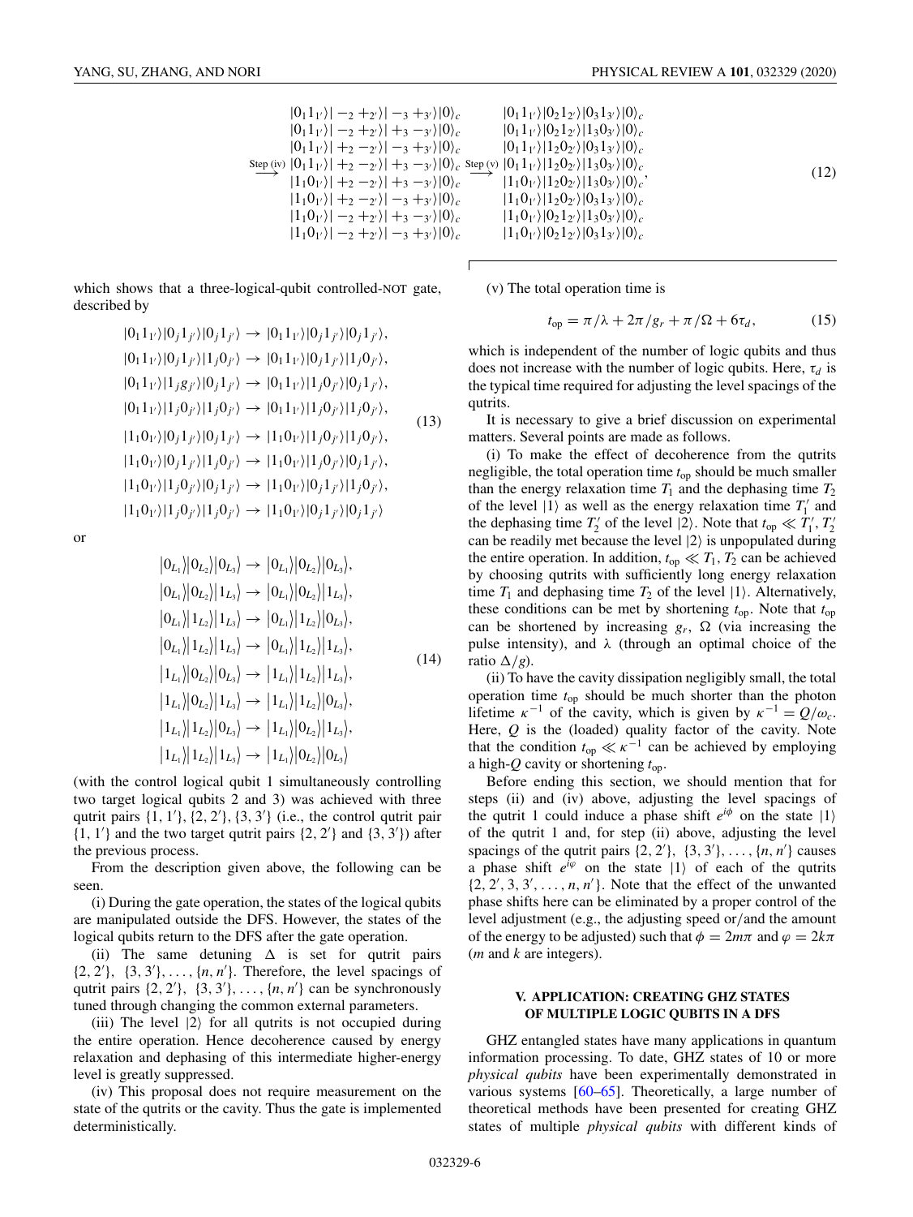$$
\begin{array}{ccc}
|0_1 1_{1'}\rangle|-_2+_{2'}\rangle|-_3+_{3'}\rangle|0\rangle_c & & |0_1 1_{1'}\rangle|0_2 1_{2'}\rangle|0_3 1_{3'}\rangle|0\rangle_c \\
|0_1 1_{1'}\rangle|-_2+_{2'}\rangle|+_3-_{3'}\rangle|0\rangle_c & & |0_1 1_{1'}\rangle|0_2 1_{2'}\rangle|1_3 0_{3'}\rangle|0\rangle_c \\
|0_1 1_{1'}\rangle|+_2-_{2'}\rangle|-_3+_{3'}\rangle|0\rangle_c & & |0_1 1_{1'}\rangle|1_2 0_{2'}\rangle|0_3 1_{3'}\rangle|0\rangle_c \\
\overset{\text{Step (iv)}}{\longrightarrow} |0_1 1_{1'}\rangle|+_2-_{2'}\rangle|+_3-_{3'}\rangle|0\rangle_c & \overset{\text{Step (v)}}{\longrightarrow} & |0_1 1_{1'}\rangle|1_2 0_{2'}\rangle|1_3 0_{3'}\rangle|0\rangle_c \\
|1_1 0_{1'}\rangle|+_2-_{2'}\rangle|+_3-_{3'}\rangle|0\rangle_c & & |1_1 0_{1'}\rangle|1_2 0_{2'}\rangle|1_3 0_{3'}\rangle|0\rangle_c, \\
|1_1 0_{1'}\rangle|+_2-_{2'}\rangle|-_3+_{3'}\rangle|0\rangle_c & & |1_1 0_{1'}\rangle|1_2 0_{2'}\rangle|0_3 1_{3'}\rangle|0\rangle_c \\
|1_1 0_{1'}\rangle|-_2+_{2'}\rangle|+_3-_{3'}\rangle|0\rangle_c & & |1_1 0_{1'}\rangle|0_2 1_{2'}\rangle|1_3 0_{3'}\rangle|0\rangle_c \\
|1_1 0_{1'}\rangle|-_2+_{2'}\rangle|-_3+_{3'}\rangle|0\rangle_c & & |1_1 0_{1'}\rangle|0_2 1_{2'}\rangle|0_3 1_{3'}\rangle|0\rangle_c
\end{array}
\tag{12}
$$

which shows that a three-logical-qubit controlled-NOT gate, described by

$$
\begin{aligned}
|0_1 1_{1'}\rangle|0_j 1_{j'}\rangle|0_j 1_{j'}\rangle &\to |0_1 1_{1'}\rangle|0_j 1_{j'}\rangle|0_j 1_{j'}\rangle, \\
|0_1 1_{1'}\rangle|0_j 1_{j'}\rangle|1_j 0_{j'}\rangle &\to |0_1 1_{1'}\rangle|0_j 1_{j'}\rangle|1_j 0_{j'}\rangle, \\
|0_1 1_{1'}\rangle|1_j g_{j'}\rangle|0_j 1_{j'}\rangle &\to |0_1 1_{1'}\rangle|1_j 0_{j'}\rangle|0_j 1_{j'}\rangle, \\
|0_1 1_{1'}\rangle|1_j 0_{j'}\rangle|1_j 0_{j'}\rangle &\to |0_1 1_{1'}\rangle|1_j 0_{j'}\rangle|1_j 0_{j'}\rangle, \\
|1_1 0_{1'}\rangle|0_j 1_{j'}\rangle|0_j 1_{j'}\rangle &\to |1_1 0_{1'}\rangle|1_j 0_{j'}\rangle|1_j 0_{j'}\rangle, \\
|1_1 0_{1'}\rangle|0_j 1_{j'}\rangle|1_j 0_{j'}\rangle &\to |1_1 0_{1'}\rangle|1_j 0_{j'}\rangle|0_j 1_{j'}\rangle, \\
|1_1 0_{1'}\rangle|1_j 0_{j'}\rangle|0_j 1_{j'}\rangle &\to |1_1 0_{1'}\rangle|0_j 1_{j'}\rangle|1_j 0_{j'}\rangle, \\
|1_1 0_{1'}\rangle|1_j 0_{j'}\rangle|1_j 0_{j'}\rangle &\to |1_1 0_{1'}\rangle|0_j 1_{j'}\rangle|0_j 1_{j'}\rangle
\end{aligned}
\tag{13}
$$

or

$$
\begin{aligned}
|0_{L_1}\rangle|0_{L_2}\rangle|0_{L_3}\rangle &\to |0_{L_1}\rangle|0_{L_2}\rangle|0_{L_3}\rangle, \\
|0_{L_1}\rangle|0_{L_2}\rangle|1_{L_3}\rangle &\to |0_{L_1}\rangle|0_{L_2}\rangle|1_{L_3}\rangle, \\
|0_{L_1}\rangle|1_{L_2}\rangle|1_{L_3}\rangle &\to |0_{L_1}\rangle|1_{L_2}\rangle|0_{L_3}\rangle, \\
|0_{L_1}\rangle|1_{L_2}\rangle|1_{L_3}\rangle &\to |0_{L_1}\rangle|1_{L_2}\rangle|1_{L_3}\rangle, \\
|1_{L_1}\rangle|0_{L_2}\rangle|0_{L_3}\rangle &\to |1_{L_1}\rangle|1_{L_2}\rangle|1_{L_3}\rangle, \\
|1_{L_1}\rangle|0_{L_2}\rangle|1_{L_3}\rangle &\to |1_{L_1}\rangle|1_{L_2}\rangle|0_{L_3}\rangle, \\
|1_{L_1}\rangle|1_{L_2}\rangle|0_{L_3}\rangle &\to |1_{L_1}\rangle|0_{L_2}\rangle|1_{L_3}\rangle, \\
|1_{L_1}\rangle|1_{L_2}\rangle|1_{L_3}\rangle &\to |1_{L_1}\rangle|0_{L_2}\rangle|0_{L_3}\rangle
\end{aligned}
\tag{14}
$$

(with the control logical qubit 1 simultaneously controlling two target logical qubits 2 and 3) was achieved with three qutrit pairs $\{1, 1'\}, \{2, 2'\}, \{3, 3'\}$ (i.e., the control qutrit pair $\{1, 1'\}$ and the two target qutrit pairs $\{2, 2'\}$ and $\{3, 3'\}$) after the previous process.

From the description given above, the following can be seen.

(i) During the gate operation, the states of the logical qubits are manipulated outside the DFS. However, the states of the logical qubits return to the DFS after the gate operation.

(ii) The same detuning $\Delta$ is set for qutrit pairs $\{2, 2'\},\ \{3, 3'\}, \ldots, \{n, n'\}$. Therefore, the level spacings of qutrit pairs $\{2, 2'\},\ \{3, 3'\}, \ldots, \{n, n'\}$ can be synchronously tuned through changing the common external parameters.

(iii) The level $|2\rangle$ for all qutrits is not occupied during the entire operation. Hence decoherence caused by energy relaxation and dephasing of this intermediate higher-energy level is greatly suppressed.

(iv) This proposal does not require measurement on the state of the qutrits or the cavity. Thus the gate is implemented deterministically.

(v) The total operation time is

$$
t_{\rm op} = \pi/\lambda + 2\pi/g_r + \pi/\Omega + 6\tau_d, \tag{15}
$$

which is independent of the number of logic qubits and thus does not increase with the number of logical qubits. Here, $\tau_d$ is the typical time required for adjusting the level spacings of the qutrits.

It is necessary to give a brief discussion on experimental matters. Several points are made as follows.

(i) To make the effect of decoherence from the qutrits negligible, the total operation time $t_{\rm op}$ should be much smaller than the energy relaxation time $T_1$ and the dephasing time $T_2$ of the level $|1\rangle$ as well as the energy relaxation time $T_1'$ and the dephasing time $T_2'$ of the level $|2\rangle$. Note that $t_{\rm op} \ll T_1', T_2'$ can be readily met because the level $|2\rangle$ is unpopulated during the entire operation. In addition, $t_{\rm op} \ll T_1, T_2$ can be achieved by choosing qutrits with sufficiently long energy relaxation time $T_1$ and dephasing time $T_2$ of the level $|1\rangle$. Alternatively, these conditions can be met by shortening $t_{\rm op}$. Note that $t_{\rm op}$ can be shortened by increasing $g_r$, $\Omega$ (via increasing the pulse intensity), and $\lambda$ (through an optimal choice of the ratio $\Delta/g$).

(ii) To have the cavity dissipation negligibly small, the total operation time $t_{\rm op}$ should be much shorter than the photon lifetime $\kappa^{-1}$ of the cavity, which is given by $\kappa^{-1} = Q/\omega_c$. Here, $Q$ is the (loaded) quality factor of the cavity. Note that the condition $t_{\rm op} \ll \kappa^{-1}$ can be achieved by employing a high-$Q$ cavity or shortening $t_{\rm op}$.

Before ending this section, we should mention that for steps (ii) and (iv) above, adjusting the level spacings of the qutrit 1 could induce a phase shift $e^{i\phi}$ on the state $|1\rangle$ of the qutrit 1 and, for step (ii) above, adjusting the level spacings of the qutrit pairs $\{2, 2'\},\ \{3, 3'\}, \ldots, \{n, n'\}$ causes a phase shift $e^{i\varphi}$ on the state $|1\rangle$ of each of the qutrits $\{2, 2', 3, 3', \ldots, n, n'\}$. Note that the effect of the unwanted phase shifts here can be eliminated by a proper control of the level adjustment (e.g., the adjusting speed or/and the amount of the energy to be adjusted) such that $\phi = 2m\pi$ and $\varphi = 2k\pi$ ($m$ and $k$ are integers).

## V. APPLICATION: CREATING GHZ STATES OF MULTIPLE LOGIC QUBITS IN A DFS

GHZ entangled states have many applications in quantum information processing. To date, GHZ states of 10 or more *physical qubits* have been experimentally demonstrated in various systems [60–65]. Theoretically, a large number of theoretical methods have been presented for creating GHZ states of multiple *physical qubits* with different kinds of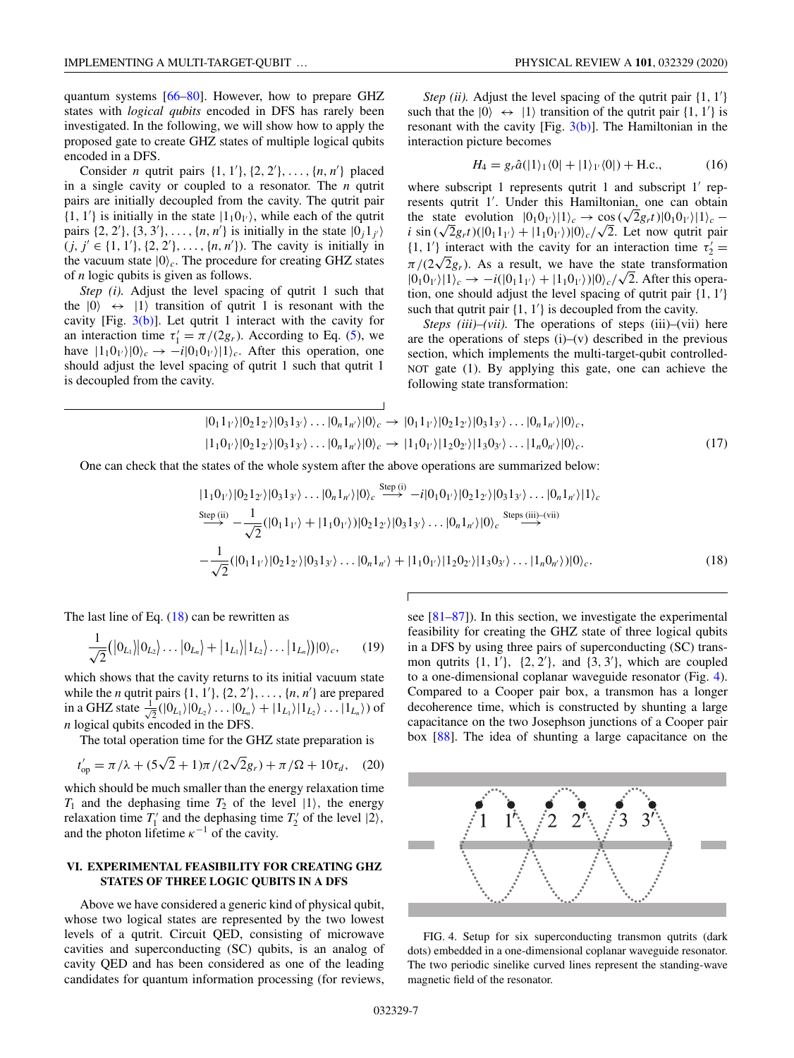quantum systems [66–80]. However, how to prepare GHZ states with *logical qubits* encoded in DFS has rarely been investigated. In the following, we will show how to apply the proposed gate to create GHZ states of multiple logical qubits encoded in a DFS.

Consider $n$ qutrit pairs $\{1, 1'\}, \{2, 2'\}, \ldots, \{n, n'\}$ placed in a single cavity or coupled to a resonator. The $n$ qutrit pairs are initially decoupled from the cavity. The qutrit pair $\{1, 1'\}$ is initially in the state $|1_1 0_{1'}\rangle$, while each of the qutrit pairs $\{2, 2'\}, \{3, 3'\}, \ldots, \{n, n'\}$ is initially in the state $|0_j 1_{j'}\rangle$ $(j, j' \in \{1, 1'\}, \{2, 2'\}, \ldots, \{n, n'\})$. The cavity is initially in the vacuum state $|0\rangle_c$. The procedure for creating GHZ states of $n$ logic qubits is given as follows.

*Step (i).* Adjust the level spacing of qutrit 1 such that the $|0\rangle \leftrightarrow |1\rangle$ transition of qutrit 1 is resonant with the cavity [Fig. 3(b)]. Let qutrit 1 interact with the cavity for an interaction time $\tau_1' = \pi/(2g_r)$. According to Eq. (5), we have $|1_1 0_{1'}\rangle|0\rangle_c \to -i|0_1 0_{1'}\rangle|1\rangle_c$. After this operation, one should adjust the level spacing of qutrit 1 such that qutrit 1 is decoupled from the cavity.

*Step (ii).* Adjust the level spacing of the qutrit pair $\{1, 1'\}$ such that the $|0\rangle \leftrightarrow |1\rangle$ transition of the qutrit pair $\{1, 1'\}$ is resonant with the cavity [Fig. 3(b)]. The Hamiltonian in the interaction picture becomes

$$H_4 = g_r \hat{a}(|1\rangle_1\langle 0| + |1\rangle_{1'}\langle 0|) + \text{H.c.}, \tag{16}$$

where subscript 1 represents qutrit 1 and subscript $1'$ represents qutrit $1'$. Under this Hamiltonian, one can obtain the state evolution $|0_1 0_{1'}\rangle|1\rangle_c \to \cos(\sqrt{2}g_r t)|0_1 0_{1'}\rangle|1\rangle_c - i\sin(\sqrt{2}g_r t)(|0_1 1_{1'}\rangle + |1_1 0_{1'}\rangle)|0\rangle_c/\sqrt{2}$. Let now qutrit pair $\{1, 1'\}$ interact with the cavity for an interaction time $\tau_2' = \pi/(2\sqrt{2}g_r)$. As a result, we have the state transformation $|0_1 0_{1'}\rangle|1\rangle_c \to -i(|0_1 1_{1'}\rangle + |1_1 0_{1'}\rangle)|0\rangle_c/\sqrt{2}$. After this operation, one should adjust the level spacing of qutrit pair $\{1, 1'\}$ such that qutrit pair $\{1, 1'\}$ is decoupled from the cavity.

*Steps (iii)–(vii).* The operations of steps (iii)–(vii) here are the operations of steps (i)–(v) described in the previous section, which implements the multi-target-qubit controlled-NOT gate (1). By applying this gate, one can achieve the following state transformation:

$$\begin{aligned}
&|0_1 1_{1'}\rangle|0_2 1_{2'}\rangle|0_3 1_{3'}\rangle \ldots |0_n 1_{n'}\rangle|0\rangle_c \to |0_1 1_{1'}\rangle|0_2 1_{2'}\rangle|0_3 1_{3'}\rangle \ldots |0_n 1_{n'}\rangle|0\rangle_c, \\
&|1_1 0_{1'}\rangle|0_2 1_{2'}\rangle|0_3 1_{3'}\rangle \ldots |0_n 1_{n'}\rangle|0\rangle_c \to |1_1 0_{1'}\rangle|1_2 0_{2'}\rangle|1_3 0_{3'}\rangle \ldots |1_n 0_{n'}\rangle|0\rangle_c.
\end{aligned} \tag{17}$$

One can check that the states of the whole system after the above operations are summarized below:

$$\begin{aligned}
&|1_1 0_{1'}\rangle|0_2 1_{2'}\rangle|0_3 1_{3'}\rangle \ldots |0_n 1_{n'}\rangle|0\rangle_c \overset{\text{Step (i)}}{\longrightarrow} -i|0_1 0_{1'}\rangle|0_2 1_{2'}\rangle|0_3 1_{3'}\rangle \ldots |0_n 1_{n'}\rangle|1\rangle_c \\
&\overset{\text{Step (ii)}}{\longrightarrow} -\frac{1}{\sqrt{2}}(|0_1 1_{1'}\rangle + |1_1 0_{1'}\rangle)|0_2 1_{2'}\rangle|0_3 1_{3'}\rangle \ldots |0_n 1_{n'}\rangle|0\rangle_c \overset{\text{Steps (iii)–(vii)}}{\longrightarrow} \\
&-\frac{1}{\sqrt{2}}(|0_1 1_{1'}\rangle|0_2 1_{2'}\rangle|0_3 1_{3'}\rangle \ldots |0_n 1_{n'}\rangle + |1_1 0_{1'}\rangle|1_2 0_{2'}\rangle|1_3 0_{3'}\rangle \ldots |1_n 0_{n'}\rangle)|0\rangle_c.
\end{aligned} \tag{18}$$

The last line of Eq. (18) can be rewritten as

$$\frac{1}{\sqrt{2}}\big(|0_{L_1}\rangle|0_{L_2}\rangle \ldots |0_{L_n}\rangle + |1_{L_1}\rangle|1_{L_2}\rangle \ldots |1_{L_n}\rangle\big)|0\rangle_c, \tag{19}$$

which shows that the cavity returns to its initial vacuum state while the $n$ qutrit pairs $\{1, 1'\}, \{2, 2'\}, \ldots, \{n, n'\}$ are prepared in a GHZ state $\frac{1}{\sqrt{2}}(|0_{L_1}\rangle|0_{L_2}\rangle \ldots |0_{L_n}\rangle + |1_{L_1}\rangle|1_{L_2}\rangle \ldots |1_{L_n}\rangle)$ of $n$ logical qubits encoded in the DFS.

The total operation time for the GHZ state preparation is

$$t_{\text{op}}' = \pi/\lambda + (5\sqrt{2} + 1)\pi/(2\sqrt{2}g_r) + \pi/\Omega + 10\tau_d, \tag{20}$$

which should be much smaller than the energy relaxation time $T_1$ and the dephasing time $T_2$ of the level $|1\rangle$, the energy relaxation time $T_1'$ and the dephasing time $T_2'$ of the level $|2\rangle$, and the photon lifetime $\kappa^{-1}$ of the cavity.

## VI. EXPERIMENTAL FEASIBILITY FOR CREATING GHZ STATES OF THREE LOGIC QUBITS IN A DFS

Above we have considered a generic kind of physical qubit, whose two logical states are represented by the two lowest levels of a qutrit. Circuit QED, consisting of microwave cavities and superconducting (SC) qubits, is an analog of cavity QED and has been considered as one of the leading candidates for quantum information processing (for reviews, see [81–87]). In this section, we investigate the experimental feasibility for creating the GHZ state of three logical qubits in a DFS by using three pairs of superconducting (SC) transmon qutrits $\{1, 1'\}$, $\{2, 2'\}$, and $\{3, 3'\}$, which are coupled to a one-dimensional coplanar waveguide resonator (Fig. 4). Compared to a Cooper pair box, a transmon has a longer decoherence time, which is constructed by shunting a large capacitance on the two Josephson junctions of a Cooper pair box [88]. The idea of shunting a large capacitance on the

FIG. 4. Setup for six superconducting transmon qutrits (dark dots) embedded in a one-dimensional coplanar waveguide resonator. The two periodic sinelike curved lines represent the standing-wave magnetic field of the resonator.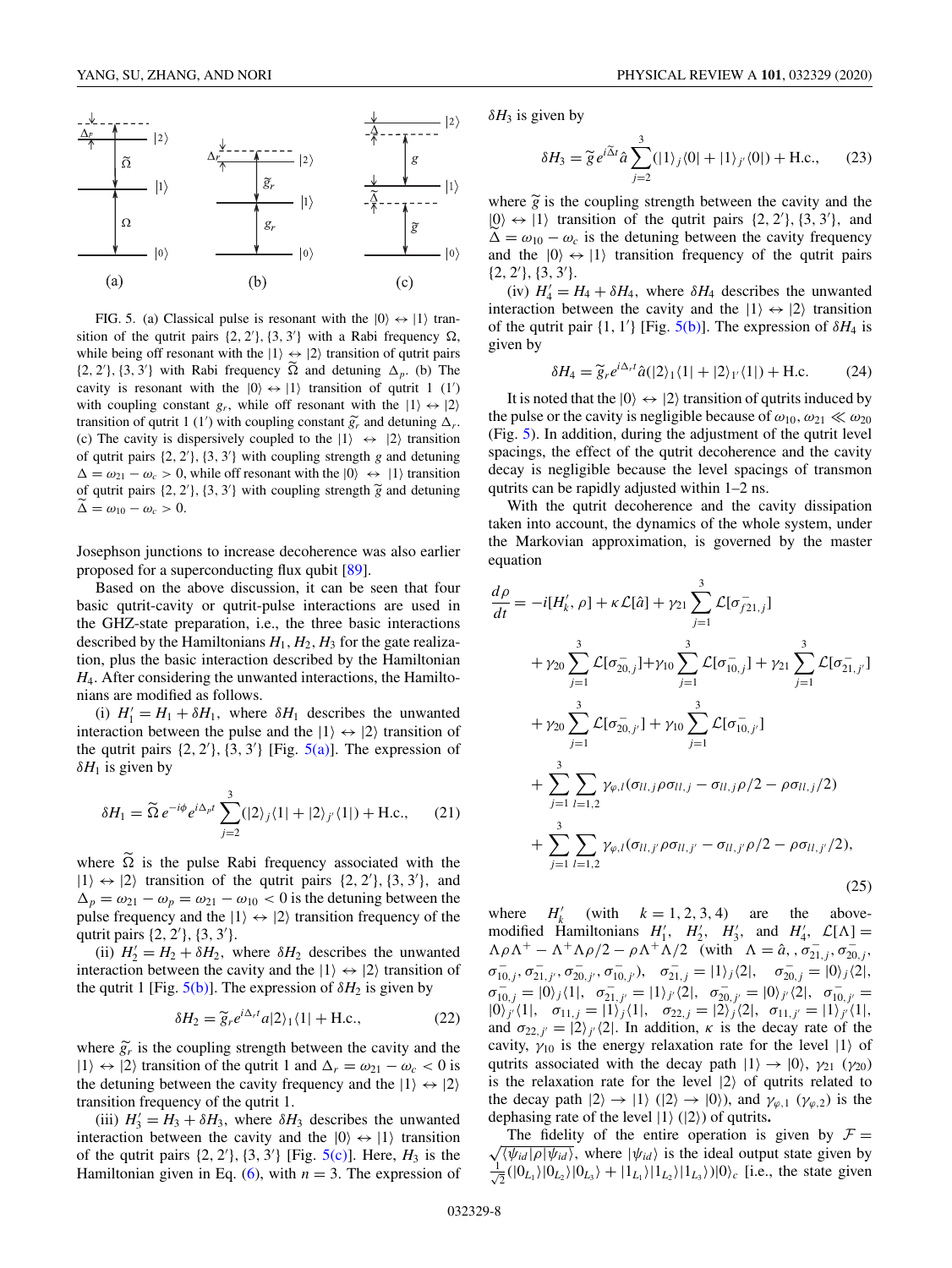FIG. 5. (a) Classical pulse is resonant with the $|0\rangle \leftrightarrow |1\rangle$ transition of the qutrit pairs $\{2, 2'\}, \{3, 3'\}$ with a Rabi frequency $\Omega$, while being off resonant with the $|1\rangle \leftrightarrow |2\rangle$ transition of qutrit pairs $\{2, 2'\}, \{3, 3'\}$ with Rabi frequency $\widetilde{\Omega}$ and detuning $\Delta_p$. (b) The cavity is resonant with the $|0\rangle \leftrightarrow |1\rangle$ transition of qutrit 1 ($1'$) with coupling constant $g_r$, while off resonant with the $|1\rangle \leftrightarrow |2\rangle$ transition of qutrit 1 ($1'$) with coupling constant $\widetilde{g}_r$ and detuning $\Delta_r$. (c) The cavity is dispersively coupled to the $|1\rangle \leftrightarrow |2\rangle$ transition of qutrit pairs $\{2, 2'\}, \{3, 3'\}$ with coupling strength $g$ and detuning $\Delta = \omega_{21} - \omega_c > 0$, while off resonant with the $|0\rangle \leftrightarrow |1\rangle$ transition of qutrit pairs $\{2, 2'\}, \{3, 3'\}$ with coupling strength $\widetilde{g}$ and detuning $\widetilde{\Delta} = \omega_{10} - \omega_c > 0$.

Josephson junctions to increase decoherence was also earlier proposed for a superconducting flux qubit [89].

Based on the above discussion, it can be seen that four basic qutrit-cavity or qutrit-pulse interactions are used in the GHZ-state preparation, i.e., the three basic interactions described by the Hamiltonians $H_1, H_2, H_3$ for the gate realization, plus the basic interaction described by the Hamiltonian $H_4$. After considering the unwanted interactions, the Hamiltonians are modified as follows.

(i) $H_1' = H_1 + \delta H_1$, where $\delta H_1$ describes the unwanted interaction between the pulse and the $|1\rangle \leftrightarrow |2\rangle$ transition of the qutrit pairs $\{2, 2'\}, \{3, 3'\}$ [Fig. 5(a)]. The expression of $\delta H_1$ is given by

$$\delta H_1 = \widetilde{\Omega}\, e^{-i\phi} e^{i\Delta_p t} \sum_{j=2}^{3} (|2\rangle_j \langle 1| + |2\rangle_{j'} \langle 1|) + \text{H.c.}, \qquad (21)$$

where $\widetilde{\Omega}$ is the pulse Rabi frequency associated with the $|1\rangle \leftrightarrow |2\rangle$ transition of the qutrit pairs $\{2, 2'\}, \{3, 3'\}$, and $\Delta_p = \omega_{21} - \omega_p = \omega_{21} - \omega_{10} < 0$ is the detuning between the pulse frequency and the $|1\rangle \leftrightarrow |2\rangle$ transition frequency of the qutrit pairs $\{2, 2'\}, \{3, 3'\}$.

(ii) $H_2' = H_2 + \delta H_2$, where $\delta H_2$ describes the unwanted interaction between the cavity and the $|1\rangle \leftrightarrow |2\rangle$ transition of the qutrit 1 [Fig. 5(b)]. The expression of $\delta H_2$ is given by

$$\delta H_2 = \widetilde{g}_r e^{i\Delta_r t} a |2\rangle_1 \langle 1| + \text{H.c.}, \qquad (22)$$

where $\widetilde{g}_r$ is the coupling strength between the cavity and the $|1\rangle \leftrightarrow |2\rangle$ transition of the qutrit 1 and $\Delta_r = \omega_{21} - \omega_c < 0$ is the detuning between the cavity frequency and the $|1\rangle \leftrightarrow |2\rangle$ transition frequency of the qutrit 1.

(iii) $H_3' = H_3 + \delta H_3$, where $\delta H_3$ describes the unwanted interaction between the cavity and the $|0\rangle \leftrightarrow |1\rangle$ transition of the qutrit pairs $\{2, 2'\}, \{3, 3'\}$ [Fig. 5(c)]. Here, $H_3$ is the Hamiltonian given in Eq. (6), with $n = 3$. The expression of $\delta H_3$ is given by

$$\delta H_3 = \widetilde{g}\, e^{i\widetilde{\Delta} t} \hat{a} \sum_{j=2}^{3} (|1\rangle_j \langle 0| + |1\rangle_{j'} \langle 0|) + \text{H.c.}, \qquad (23)$$

where $\widetilde{g}$ is the coupling strength between the cavity and the $|0\rangle \leftrightarrow |1\rangle$ transition of the qutrit pairs $\{2, 2'\}, \{3, 3'\}$, and $\widetilde{\Delta} = \omega_{10} - \omega_c$ is the detuning between the cavity frequency and the $|0\rangle \leftrightarrow |1\rangle$ transition frequency of the qutrit pairs $\{2, 2'\}, \{3, 3'\}$.

(iv) $H_4' = H_4 + \delta H_4$, where $\delta H_4$ describes the unwanted interaction between the cavity and the $|1\rangle \leftrightarrow |2\rangle$ transition of the qutrit pair $\{1, 1'\}$ [Fig. 5(b)]. The expression of $\delta H_4$ is given by

$$\delta H_4 = \widetilde{g}_r e^{i\Delta_r t} \hat{a} (|2\rangle_1 \langle 1| + |2\rangle_{1'} \langle 1|) + \text{H.c.} \qquad (24)$$

It is noted that the $|0\rangle \leftrightarrow |2\rangle$ transition of qutrits induced by the pulse or the cavity is negligible because of $\omega_{10}, \omega_{21} \ll \omega_{20}$ (Fig. 5). In addition, during the adjustment of the qutrit level spacings, the effect of the qutrit decoherence and the cavity decay is negligible because the level spacings of transmon qutrits can be rapidly adjusted within 1–2 ns.

With the qutrit decoherence and the cavity dissipation taken into account, the dynamics of the whole system, under the Markovian approximation, is governed by the master equation

$$\begin{aligned}
\frac{d\rho}{dt} = & -i[H_k', \rho] + \kappa \mathcal{L}[\hat{a}] + \gamma_{21} \sum_{j=1}^{3} \mathcal{L}[\sigma_{21,j}^-] \\
& + \gamma_{20} \sum_{j=1}^{3} \mathcal{L}[\sigma_{20,j}^-] + \gamma_{10} \sum_{j=1}^{3} \mathcal{L}[\sigma_{10,j}^-] + \gamma_{21} \sum_{j=1}^{3} \mathcal{L}[\sigma_{21,j'}^-] \\
& + \gamma_{20} \sum_{j=1}^{3} \mathcal{L}[\sigma_{20,j'}^-] + \gamma_{10} \sum_{j=1}^{3} \mathcal{L}[\sigma_{10,j'}^-] \\
& + \sum_{j=1}^{3} \sum_{l=1,2} \gamma_{\varphi,l} (\sigma_{ll,j} \rho \sigma_{ll,j} - \sigma_{ll,j} \rho/2 - \rho \sigma_{ll,j}/2) \\
& + \sum_{j=1}^{3} \sum_{l=1,2} \gamma_{\varphi,l} (\sigma_{ll,j'} \rho \sigma_{ll,j'} - \sigma_{ll,j'} \rho/2 - \rho \sigma_{ll,j'}/2),
\end{aligned} \qquad (25)$$

where $H_k'$ (with $k = 1, 2, 3, 4$) are the above-modified Hamiltonians $H_1'$, $H_2'$, $H_3'$, and $H_4'$, $\mathcal{L}[\Lambda] = \Lambda \rho \Lambda^+ - \Lambda^+ \Lambda \rho/2 - \rho \Lambda^+ \Lambda/2$ (with $\Lambda = \hat{a}, , \sigma_{21,j}^-, \sigma_{20,j}^-, \sigma_{10,j}^-, \sigma_{21,j'}^-, \sigma_{20,j'}^-, \sigma_{10,j'}^-$), $\sigma_{21,j}^- = |1\rangle_j \langle 2|$, $\sigma_{20,j}^- = |0\rangle_j \langle 2|$, $\sigma_{10,j}^- = |0\rangle_j \langle 1|$, $\sigma_{21,j'}^- = |1\rangle_{j'} \langle 2|$, $\sigma_{20,j'}^- = |0\rangle_{j'} \langle 2|$, $\sigma_{10,j'}^- = |0\rangle_{j'} \langle 1|$, $\sigma_{11,j} = |1\rangle_j \langle 1|$, $\sigma_{22,j} = |2\rangle_j \langle 2|$, $\sigma_{11,j'} = |1\rangle_{j'} \langle 1|$, and $\sigma_{22,j'} = |2\rangle_{j'} \langle 2|$. In addition, $\kappa$ is the decay rate of the cavity, $\gamma_{10}$ is the energy relaxation rate for the level $|1\rangle$ of qutrits associated with the decay path $|1\rangle \to |0\rangle$, $\gamma_{21}$ ($\gamma_{20}$) is the relaxation rate for the level $|2\rangle$ of qutrits related to the decay path $|2\rangle \to |1\rangle$ ($|2\rangle \to |0\rangle$), and $\gamma_{\varphi,1}$ ($\gamma_{\varphi,2}$) is the dephasing rate of the level $|1\rangle$ ($|2\rangle$) of qutrits.

The fidelity of the entire operation is given by $\mathcal{F} = \sqrt{\langle \psi_{id} | \rho | \psi_{id} \rangle}$, where $|\psi_{id}\rangle$ is the ideal output state given by $\frac{1}{\sqrt{2}}(|0_{L_1}\rangle |0_{L_2}\rangle |0_{L_3}\rangle + |1_{L_1}\rangle |1_{L_2}\rangle |1_{L_3}\rangle) |0\rangle_c$ [i.e., the state given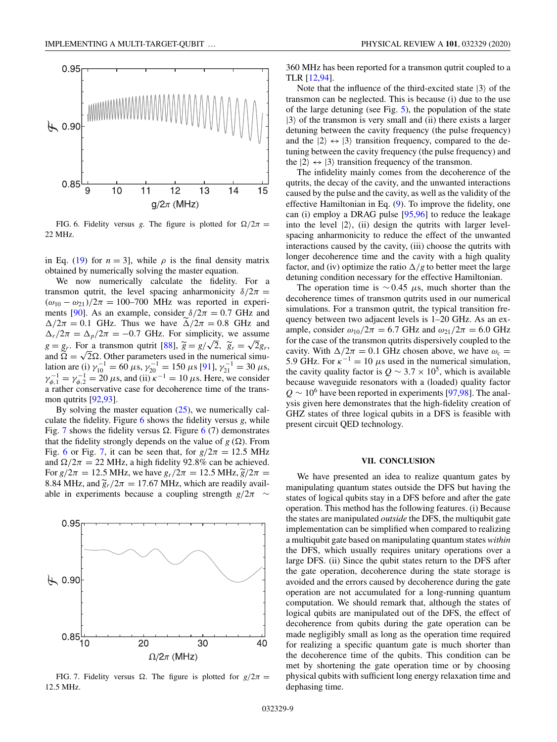FIG. 6. Fidelity versus $g$. The figure is plotted for $\Omega/2\pi = 22$ MHz.

in Eq. (19) for $n = 3$], while $\rho$ is the final density matrix obtained by numerically solving the master equation.

We now numerically calculate the fidelity. For a transmon qutrit, the level spacing anharmonicity $\delta/2\pi = (\omega_{10} - \omega_{21})/2\pi = 100$–$700$ MHz was reported in experiments [90]. As an example, consider $\delta/2\pi = 0.7$ GHz and $\Delta/2\pi = 0.1$ GHz. Thus we have $\widetilde{\Delta}/2\pi = 0.8$ GHz and $\Delta_r/2\pi = \Delta_p/2\pi = -0.7$ GHz. For simplicity, we assume $g = g_r$. For a transmon qutrit [88], $\widetilde{g} = g/\sqrt{2}$, $\widetilde{g}_r = \sqrt{2}g_r$, and $\widetilde{\Omega} = \sqrt{2}\Omega$. Other parameters used in the numerical simulation are (i) $\gamma_{10}^{-1} = 60\ \mu$s, $\gamma_{20}^{-1} = 150\ \mu$s [91], $\gamma_{21}^{-1} = 30\ \mu$s, $\gamma_{\phi,1}^{-1} = \gamma_{\phi,2}^{-1} = 20\ \mu$s, and (ii) $\kappa^{-1} = 10\ \mu$s. Here, we consider a rather conservative case for decoherence time of the transmon qutrits [92,93].

By solving the master equation (25), we numerically calculate the fidelity. Figure 6 shows the fidelity versus $g$, while Fig. 7 shows the fidelity versus $\Omega$. Figure 6 (7) demonstrates that the fidelity strongly depends on the value of $g$ ($\Omega$). From Fig. 6 or Fig. 7, it can be seen that, for $g/2\pi = 12.5$ MHz and $\Omega/2\pi = 22$ MHz, a high fidelity 92.8% can be achieved. For $g/2\pi = 12.5$ MHz, we have $g_r/2\pi = 12.5$ MHz, $\widetilde{g}/2\pi = 8.84$ MHz, and $\widetilde{g}_r/2\pi = 17.67$ MHz, which are readily available in experiments because a coupling strength $g/2\pi \sim$ 360 MHz has been reported for a transmon qutrit coupled to a TLR [12,94].

FIG. 7. Fidelity versus $\Omega$. The figure is plotted for $g/2\pi = 12.5$ MHz.

Note that the influence of the third-excited state $|3\rangle$ of the transmon can be neglected. This is because (i) due to the use of the large detuning (see Fig. 5), the population of the state $|3\rangle$ of the transmon is very small and (ii) there exists a larger detuning between the cavity frequency (the pulse frequency) and the $|2\rangle \leftrightarrow |3\rangle$ transition frequency, compared to the detuning between the cavity frequency (the pulse frequency) and the $|2\rangle \leftrightarrow |3\rangle$ transition frequency of the transmon.

The infidelity mainly comes from the decoherence of the qutrits, the decay of the cavity, and the unwanted interactions caused by the pulse and the cavity, as well as the validity of the effective Hamiltonian in Eq. (9). To improve the fidelity, one can (i) employ a DRAG pulse [95,96] to reduce the leakage into the level $|2\rangle$, (ii) design the qutrits with larger level-spacing anharmonicity to reduce the effect of the unwanted interactions caused by the cavity, (iii) choose the qutrits with longer decoherence time and the cavity with a high quality factor, and (iv) optimize the ratio $\Delta/g$ to better meet the large detuning condition necessary for the effective Hamiltonian.

The operation time is $\sim 0.45\ \mu$s, much shorter than the decoherence times of transmon qutrits used in our numerical simulations. For a transmon qutrit, the typical transition frequency between two adjacent levels is 1–20 GHz. As an example, consider $\omega_{10}/2\pi = 6.7$ GHz and $\omega_{21}/2\pi = 6.0$ GHz for the case of the transmon qutrits dispersively coupled to the cavity. With $\Delta/2\pi = 0.1$ GHz chosen above, we have $\omega_c = 5.9$ GHz. For $\kappa^{-1} = 10\ \mu$s used in the numerical simulation, the cavity quality factor is $Q \sim 3.7 \times 10^5$, which is available because waveguide resonators with a (loaded) quality factor $Q \sim 10^6$ have been reported in experiments [97,98]. The analysis given here demonstrates that the high-fidelity creation of GHZ states of three logical qubits in a DFS is feasible with present circuit QED technology.

## VII. CONCLUSION

We have presented an idea to realize quantum gates by manipulating quantum states outside the DFS but having the states of logical qubits stay in a DFS before and after the gate operation. This method has the following features. (i) Because the states are manipulated *outside* the DFS, the multiqubit gate implementation can be simplified when compared to realizing a multiqubit gate based on manipulating quantum states *within* the DFS, which usually requires unitary operations over a large DFS. (ii) Since the qubit states return to the DFS after the gate operation, decoherence during the state storage is avoided and the errors caused by decoherence during the gate operation are not accumulated for a long-running quantum computation. We should remark that, although the states of logical qubits are manipulated out of the DFS, the effect of decoherence from qubits during the gate operation can be made negligibly small as long as the operation time required for realizing a specific quantum gate is much shorter than the decoherence time of the qubits. This condition can be met by shortening the gate operation time or by choosing physical qubits with sufficient long energy relaxation time and dephasing time.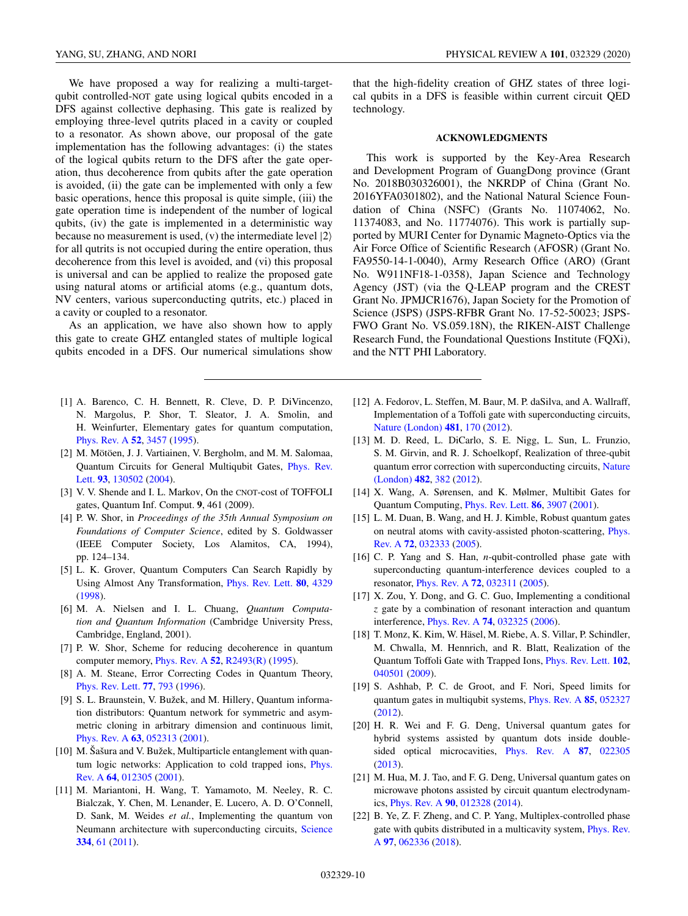We have proposed a way for realizing a multi-target-qubit controlled-NOT gate using logical qubits encoded in a DFS against collective dephasing. This gate is realized by employing three-level qutrits placed in a cavity or coupled to a resonator. As shown above, our proposal of the gate implementation has the following advantages: (i) the states of the logical qubits return to the DFS after the gate operation, thus decoherence from qubits after the gate operation is avoided, (ii) the gate can be implemented with only a few basic operations, hence this proposal is quite simple, (iii) the gate operation time is independent of the number of logical qubits, (iv) the gate is implemented in a deterministic way because no measurement is used, (v) the intermediate level $|2\rangle$ for all qutrits is not occupied during the entire operation, thus decoherence from this level is avoided, and (vi) this proposal is universal and can be applied to realize the proposed gate using natural atoms or artificial atoms (e.g., quantum dots, NV centers, various superconducting qutrits, etc.) placed in a cavity or coupled to a resonator.

As an application, we have also shown how to apply this gate to create GHZ entangled states of multiple logical qubits encoded in a DFS. Our numerical simulations show that the high-fidelity creation of GHZ states of three logical qubits in a DFS is feasible within current circuit QED technology.

## ACKNOWLEDGMENTS

This work is supported by the Key-Area Research and Development Program of GuangDong province (Grant No. 2018B030326001), the NKRDP of China (Grant No. 2016YFA0301802), and the National Natural Science Foundation of China (NSFC) (Grants No. 11074062, No. 11374083, and No. 11774076). This work is partially supported by MURI Center for Dynamic Magneto-Optics via the Air Force Office of Scientific Research (AFOSR) (Grant No. FA9550-14-1-0040), Army Research Office (ARO) (Grant No. W911NF18-1-0358), Japan Science and Technology Agency (JST) (via the Q-LEAP program and the CREST Grant No. JPMJCR1676), Japan Society for the Promotion of Science (JSPS) (JSPS-RFBR Grant No. 17-52-50023; JSPS-FWO Grant No. VS.059.18N), the RIKEN-AIST Challenge Research Fund, the Foundational Questions Institute (FQXi), and the NTT PHI Laboratory.

---

[1] A. Barenco, C. H. Bennett, R. Cleve, D. P. DiVincenzo, N. Margolus, P. Shor, T. Sleator, J. A. Smolin, and H. Weinfurter, Elementary gates for quantum computation, Phys. Rev. A **52**, 3457 (1995).

[2] M. Mötöen, J. J. Vartiainen, V. Bergholm, and M. M. Salomaa, Quantum Circuits for General Multiqubit Gates, Phys. Rev. Lett. **93**, 130502 (2004).

[3] V. V. Shende and I. L. Markov, On the CNOT-cost of TOFFOLI gates, Quantum Inf. Comput. **9**, 461 (2009).

[4] P. W. Shor, in *Proceedings of the 35th Annual Symposium on Foundations of Computer Science*, edited by S. Goldwasser (IEEE Computer Society, Los Alamitos, CA, 1994), pp. 124–134.

[5] L. K. Grover, Quantum Computers Can Search Rapidly by Using Almost Any Transformation, Phys. Rev. Lett. **80**, 4329 (1998).

[6] M. A. Nielsen and I. L. Chuang, *Quantum Computation and Quantum Information* (Cambridge University Press, Cambridge, England, 2001).

[7] P. W. Shor, Scheme for reducing decoherence in quantum computer memory, Phys. Rev. A **52**, R2493(R) (1995).

[8] A. M. Steane, Error Correcting Codes in Quantum Theory, Phys. Rev. Lett. **77**, 793 (1996).

[9] S. L. Braunstein, V. Bužek, and M. Hillery, Quantum information distributors: Quantum network for symmetric and asymmetric cloning in arbitrary dimension and continuous limit, Phys. Rev. A **63**, 052313 (2001).

[10] M. Šašura and V. Bužek, Multiparticle entanglement with quantum logic networks: Application to cold trapped ions, Phys. Rev. A **64**, 012305 (2001).

[11] M. Mariantoni, H. Wang, T. Yamamoto, M. Neeley, R. C. Bialczak, Y. Chen, M. Lenander, E. Lucero, A. D. O'Connell, D. Sank, M. Weides *et al.*, Implementing the quantum von Neumann architecture with superconducting circuits, Science **334**, 61 (2011).

[12] A. Fedorov, L. Steffen, M. Baur, M. P. daSilva, and A. Wallraff, Implementation of a Toffoli gate with superconducting circuits, Nature (London) **481**, 170 (2012).

[13] M. D. Reed, L. DiCarlo, S. E. Nigg, L. Sun, L. Frunzio, S. M. Girvin, and R. J. Schoelkopf, Realization of three-qubit quantum error correction with superconducting circuits, Nature (London) **482**, 382 (2012).

[14] X. Wang, A. Sørensen, and K. Mølmer, Multibit Gates for Quantum Computing, Phys. Rev. Lett. **86**, 3907 (2001).

[15] L. M. Duan, B. Wang, and H. J. Kimble, Robust quantum gates on neutral atoms with cavity-assisted photon-scattering, Phys. Rev. A **72**, 032333 (2005).

[16] C. P. Yang and S. Han, *n*-qubit-controlled phase gate with superconducting quantum-interference devices coupled to a resonator, Phys. Rev. A **72**, 032311 (2005).

[17] X. Zou, Y. Dong, and G. C. Guo, Implementing a conditional *z* gate by a combination of resonant interaction and quantum interference, Phys. Rev. A **74**, 032325 (2006).

[18] T. Monz, K. Kim, W. Hänsel, M. Riebe, A. S. Villar, P. Schindler, M. Chwalla, M. Hennrich, and R. Blatt, Realization of the Quantum Toffoli Gate with Trapped Ions, Phys. Rev. Lett. **102**, 040501 (2009).

[19] S. Ashhab, P. C. de Groot, and F. Nori, Speed limits for quantum gates in multiqubit systems, Phys. Rev. A **85**, 052327 (2012).

[20] H. R. Wei and F. G. Deng, Universal quantum gates for hybrid systems assisted by quantum dots inside double-sided optical microcavities, Phys. Rev. A **87**, 022305 (2013).

[21] M. Hua, M. J. Tao, and F. G. Deng, Universal quantum gates on microwave photons assisted by circuit quantum electrodynamics, Phys. Rev. A **90**, 012328 (2014).

[22] B. Ye, Z. F. Zheng, and C. P. Yang, Multiplex-controlled phase gate with qubits distributed in a multicavity system, Phys. Rev. A **97**, 062336 (2018).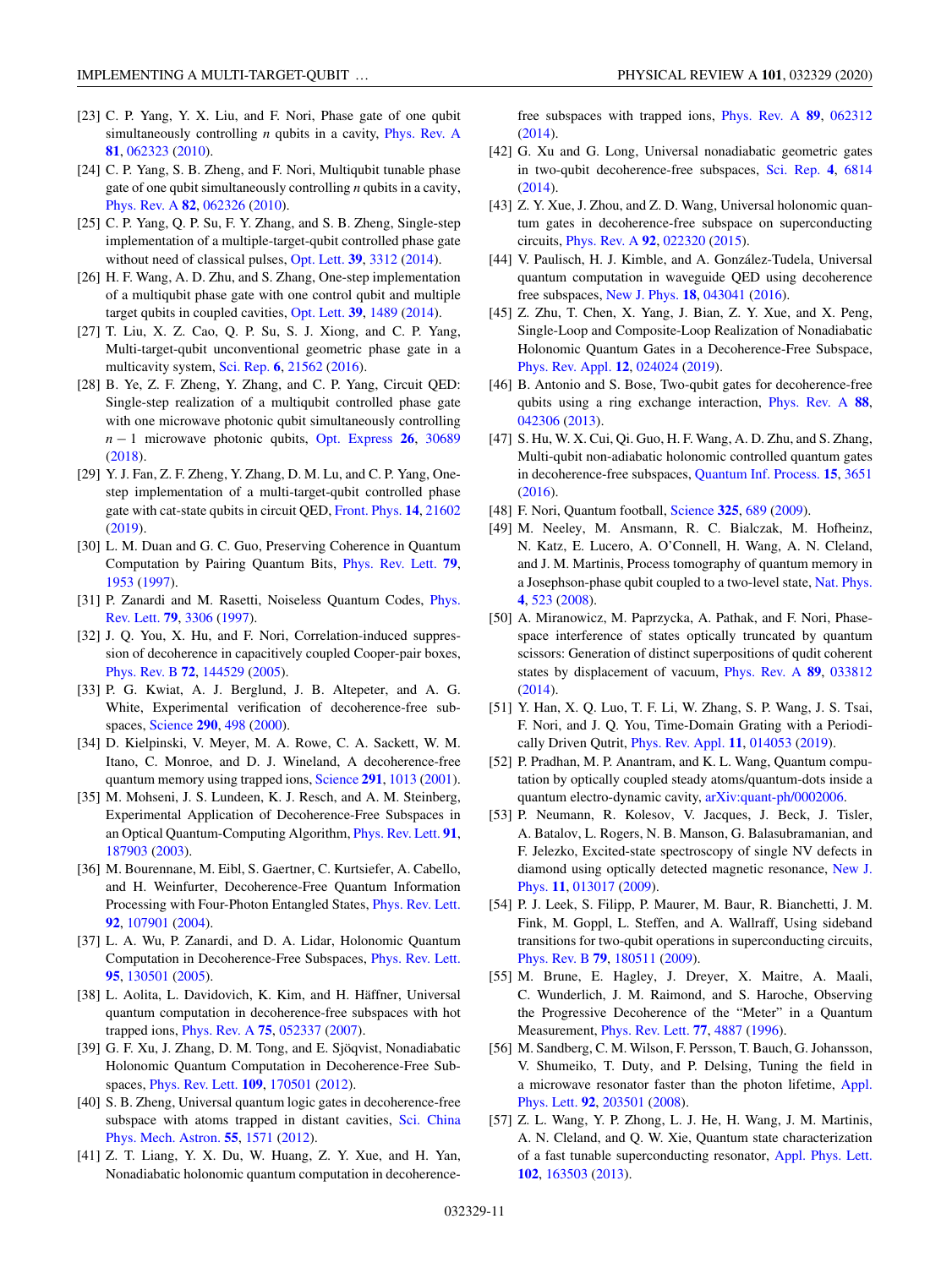[23] C. P. Yang, Y. X. Liu, and F. Nori, Phase gate of one qubit simultaneously controlling $n$ qubits in a cavity, Phys. Rev. A **81**, 062323 (2010).

[24] C. P. Yang, S. B. Zheng, and F. Nori, Multiqubit tunable phase gate of one qubit simultaneously controlling $n$ qubits in a cavity, Phys. Rev. A **82**, 062326 (2010).

[25] C. P. Yang, Q. P. Su, F. Y. Zhang, and S. B. Zheng, Single-step implementation of a multiple-target-qubit controlled phase gate without need of classical pulses, Opt. Lett. **39**, 3312 (2014).

[26] H. F. Wang, A. D. Zhu, and S. Zhang, One-step implementation of a multiqubit phase gate with one control qubit and multiple target qubits in coupled cavities, Opt. Lett. **39**, 1489 (2014).

[27] T. Liu, X. Z. Cao, Q. P. Su, S. J. Xiong, and C. P. Yang, Multi-target-qubit unconventional geometric phase gate in a multicavity system, Sci. Rep. **6**, 21562 (2016).

[28] B. Ye, Z. F. Zheng, Y. Zhang, and C. P. Yang, Circuit QED: Single-step realization of a multiqubit controlled phase gate with one microwave photonic qubit simultaneously controlling $n-1$ microwave photonic qubits, Opt. Express **26**, 30689 (2018).

[29] Y. J. Fan, Z. F. Zheng, Y. Zhang, D. M. Lu, and C. P. Yang, One-step implementation of a multi-target-qubit controlled phase gate with cat-state qubits in circuit QED, Front. Phys. **14**, 21602 (2019).

[30] L. M. Duan and G. C. Guo, Preserving Coherence in Quantum Computation by Pairing Quantum Bits, Phys. Rev. Lett. **79**, 1953 (1997).

[31] P. Zanardi and M. Rasetti, Noiseless Quantum Codes, Phys. Rev. Lett. **79**, 3306 (1997).

[32] J. Q. You, X. Hu, and F. Nori, Correlation-induced suppression of decoherence in capacitively coupled Cooper-pair boxes, Phys. Rev. B **72**, 144529 (2005).

[33] P. G. Kwiat, A. J. Berglund, J. B. Altepeter, and A. G. White, Experimental verification of decoherence-free subspaces, Science **290**, 498 (2000).

[34] D. Kielpinski, V. Meyer, M. A. Rowe, C. A. Sackett, W. M. Itano, C. Monroe, and D. J. Wineland, A decoherence-free quantum memory using trapped ions, Science **291**, 1013 (2001).

[35] M. Mohseni, J. S. Lundeen, K. J. Resch, and A. M. Steinberg, Experimental Application of Decoherence-Free Subspaces in an Optical Quantum-Computing Algorithm, Phys. Rev. Lett. **91**, 187903 (2003).

[36] M. Bourennane, M. Eibl, S. Gaertner, C. Kurtsiefer, A. Cabello, and H. Weinfurter, Decoherence-Free Quantum Information Processing with Four-Photon Entangled States, Phys. Rev. Lett. **92**, 107901 (2004).

[37] L. A. Wu, P. Zanardi, and D. A. Lidar, Holonomic Quantum Computation in Decoherence-Free Subspaces, Phys. Rev. Lett. **95**, 130501 (2005).

[38] L. Aolita, L. Davidovich, K. Kim, and H. Häffner, Universal quantum computation in decoherence-free subspaces with hot trapped ions, Phys. Rev. A **75**, 052337 (2007).

[39] G. F. Xu, J. Zhang, D. M. Tong, and E. Sjöqvist, Nonadiabatic Holonomic Quantum Computation in Decoherence-Free Subspaces, Phys. Rev. Lett. **109**, 170501 (2012).

[40] S. B. Zheng, Universal quantum logic gates in decoherence-free subspace with atoms trapped in distant cavities, Sci. China Phys. Mech. Astron. **55**, 1571 (2012).

[41] Z. T. Liang, Y. X. Du, W. Huang, Z. Y. Xue, and H. Yan, Nonadiabatic holonomic quantum computation in decoherence-free subspaces with trapped ions, Phys. Rev. A **89**, 062312 (2014).

[42] G. Xu and G. Long, Universal nonadiabatic geometric gates in two-qubit decoherence-free subspaces, Sci. Rep. **4**, 6814 (2014).

[43] Z. Y. Xue, J. Zhou, and Z. D. Wang, Universal holonomic quantum gates in decoherence-free subspace on superconducting circuits, Phys. Rev. A **92**, 022320 (2015).

[44] V. Paulisch, H. J. Kimble, and A. González-Tudela, Universal quantum computation in waveguide QED using decoherence free subspaces, New J. Phys. **18**, 043041 (2016).

[45] Z. Zhu, T. Chen, X. Yang, J. Bian, Z. Y. Xue, and X. Peng, Single-Loop and Composite-Loop Realization of Nonadiabatic Holonomic Quantum Gates in a Decoherence-Free Subspace, Phys. Rev. Appl. **12**, 024024 (2019).

[46] B. Antonio and S. Bose, Two-qubit gates for decoherence-free qubits using a ring exchange interaction, Phys. Rev. A **88**, 042306 (2013).

[47] S. Hu, W. X. Cui, Qi. Guo, H. F. Wang, A. D. Zhu, and S. Zhang, Multi-qubit non-adiabatic holonomic controlled quantum gates in decoherence-free subspaces, Quantum Inf. Process. **15**, 3651 (2016).

[48] F. Nori, Quantum football, Science **325**, 689 (2009).

[49] M. Neeley, M. Ansmann, R. C. Bialczak, M. Hofheinz, N. Katz, E. Lucero, A. O'Connell, H. Wang, A. N. Cleland, and J. M. Martinis, Process tomography of quantum memory in a Josephson-phase qubit coupled to a two-level state, Nat. Phys. **4**, 523 (2008).

[50] A. Miranowicz, M. Paprzycka, A. Pathak, and F. Nori, Phase-space interference of states optically truncated by quantum scissors: Generation of distinct superpositions of qudit coherent states by displacement of vacuum, Phys. Rev. A **89**, 033812 (2014).

[51] Y. Han, X. Q. Luo, T. F. Li, W. Zhang, S. P. Wang, J. S. Tsai, F. Nori, and J. Q. You, Time-Domain Grating with a Periodically Driven Qutrit, Phys. Rev. Appl. **11**, 014053 (2019).

[52] P. Pradhan, M. P. Anantram, and K. L. Wang, Quantum computation by optically coupled steady atoms/quantum-dots inside a quantum electro-dynamic cavity, arXiv:quant-ph/0002006.

[53] P. Neumann, R. Kolesov, V. Jacques, J. Beck, J. Tisler, A. Batalov, L. Rogers, N. B. Manson, G. Balasubramanian, and F. Jelezko, Excited-state spectroscopy of single NV defects in diamond using optically detected magnetic resonance, New J. Phys. **11**, 013017 (2009).

[54] P. J. Leek, S. Filipp, P. Maurer, M. Baur, R. Bianchetti, J. M. Fink, M. Goppl, L. Steffen, and A. Wallraff, Using sideband transitions for two-qubit operations in superconducting circuits, Phys. Rev. B **79**, 180511 (2009).

[55] M. Brune, E. Hagley, J. Dreyer, X. Maitre, A. Maali, C. Wunderlich, J. M. Raimond, and S. Haroche, Observing the Progressive Decoherence of the "Meter" in a Quantum Measurement, Phys. Rev. Lett. **77**, 4887 (1996).

[56] M. Sandberg, C. M. Wilson, F. Persson, T. Bauch, G. Johansson, V. Shumeiko, T. Duty, and P. Delsing, Tuning the field in a microwave resonator faster than the photon lifetime, Appl. Phys. Lett. **92**, 203501 (2008).

[57] Z. L. Wang, Y. P. Zhong, L. J. He, H. Wang, J. M. Martinis, A. N. Cleland, and Q. W. Xie, Quantum state characterization of a fast tunable superconducting resonator, Appl. Phys. Lett. **102**, 163503 (2013).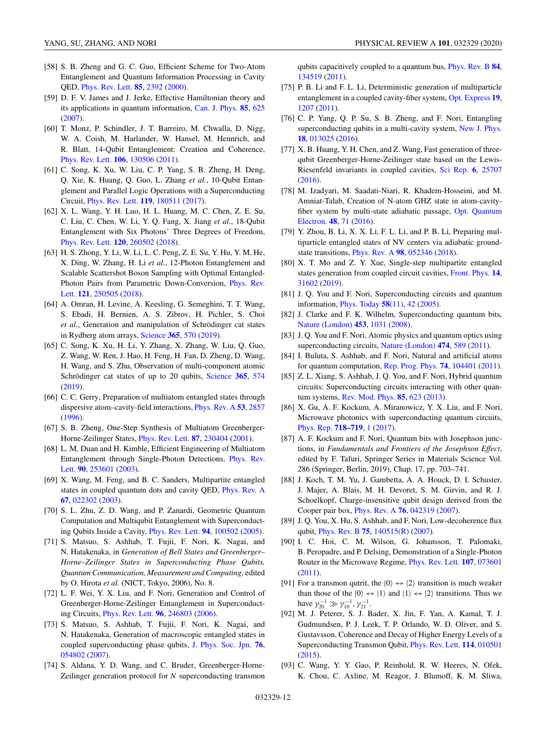[58] S. B. Zheng and G. C. Guo, Efficient Scheme for Two-Atom Entanglement and Quantum Information Processing in Cavity QED, Phys. Rev. Lett. **85**, 2392 (2000).

[59] D. F. V. James and J. Jerke, Effective Hamiltonian theory and its applications in quantum information, Can. J. Phys. **85**, 625 (2007).

[60] T. Monz, P. Schindler, J. T. Barreiro, M. Chwalla, D. Nigg, W. A. Coish, M. Harlander, W. Hansel, M. Hennrich, and R. Blatt, 14-Qubit Entanglement: Creation and Coherence, Phys. Rev. Lett. **106**, 130506 (2011).

[61] C. Song, K. Xu, W. Liu, C. P. Yang, S. B. Zheng, H. Deng, Q. Xie, K. Huang, Q. Guo, L. Zhang *et al.*, 10-Qubit Entanglement and Parallel Logic Operations with a Superconducting Circuit, Phys. Rev. Lett. **119**, 180511 (2017).

[62] X. L. Wang, Y. H. Luo, H. L. Huang, M. C. Chen, Z. E. Su, C. Liu, C. Chen, W. Li, Y. Q. Fang, X. Jiang *et al.*, 18-Qubit Entanglement with Six Photons' Three Degrees of Freedom, Phys. Rev. Lett. **120**, 260502 (2018).

[63] H. S. Zhong, Y. Li, W. Li, L. C. Peng, Z. E. Su, Y. Hu, Y. M. He, X. Ding, W. Zhang, H. Li *et al.*, 12-Photon Entanglement and Scalable Scattershot Boson Sampling with Optimal Entangled-Photon Pairs from Parametric Down-Conversion, Phys. Rev. Lett. **121**, 250505 (2018).

[64] A. Omran, H. Levine, A. Keesling, G. Semeghini, T. T. Wang, S. Ebadi, H. Bernien, A. S. Zibrov, H. Pichler, S. Choi *et al.*, Generation and manipulation of Schrödinger cat states in Rydberg atom arrays, Science **365**, 570 (2019).

[65] C. Song, K. Xu, H. Li, Y. Zhang, X. Zhang, W. Liu, Q. Guo, Z. Wang, W. Ren, J. Hao, H. Feng, H. Fan, D. Zheng, D. Wang, H. Wang, and S. Zhu, Observation of multi-component atomic Schrödinger cat states of up to 20 qubits, Science **365**, 574 (2019).

[66] C. C. Gerry, Preparation of multiatom entangled states through dispersive atom–cavity-field interactions, Phys. Rev. A **53**, 2857 (1996).

[67] S. B. Zheng, One-Step Synthesis of Multiatom Greenberger-Horne-Zeilinger States, Phys. Rev. Lett. **87**, 230404 (2001).

[68] L. M. Duan and H. J. Kimble, Efficient Engineering of Multiatom Entanglement through Single-Photon Detections, Phys. Rev. Lett. **90**, 253601 (2003).

[69] X. Wang, M. Feng, and B. C. Sanders, Multipartite entangled states in coupled quantum dots and cavity QED, Phys. Rev. A **67**, 022302 (2003).

[70] S. L. Zhu, Z. D. Wang, and P. Zanardi, Geometric Quantum Computation and Multiqubit Entanglement with Superconducting Qubits Inside a Cavity, Phys. Rev. Lett. **94**, 100502 (2005).

[71] S. Matsuo, S. Ashhab, T. Fujii, F. Nori, K. Nagai, and N. Hatakenaka, in *Generation of Bell States and Greenberger–Horne–Zeilinger States in Superconducting Phase Qubits, Quantum Communication, Measurement and Computing*, edited by O. Hirota *et al.* (NICT, Tokyo, 2006), No. 8.

[72] L. F. Wei, Y. X. Liu, and F. Nori, Generation and Control of Greenberger-Horne-Zeilinger Entanglement in Superconducting Circuits, Phys. Rev. Lett. **96**, 246803 (2006).

[73] S. Matsuo, S. Ashhab, T. Fujii, F. Nori, K. Nagai, and N. Hatakenaka, Generation of macroscopic entangled states in coupled superconducting phase qubits, J. Phys. Soc. Jpn. **76**, 054802 (2007).

[74] S. Aldana, Y. D. Wang, and C. Bruder, Greenberger-Horne-Zeilinger generation protocol for *N* superconducting transmon qubits capacitively coupled to a quantum bus, Phys. Rev. B **84**, 134519 (2011).

[75] P. B. Li and F. L. Li, Deterministic generation of multiparticle entanglement in a coupled cavity-fiber system, Opt. Express **19**, 1207 (2011).

[76] C. P. Yang, Q. P. Su, S. B. Zheng, and F. Nori, Entangling superconducting qubits in a multi-cavity system, New J. Phys. **18**, 013025 (2016).

[77] X. B. Huang, Y. H. Chen, and Z. Wang, Fast generation of three-qubit Greenberger-Horne-Zeilinger state based on the Lewis-Riesenfeld invariants in coupled cavities, Sci Rep. **6**, 25707 (2016).

[78] M. Izadyari, M. Saadati-Niari, R. Khadem-Hosseini, and M. Amniat-Talab, Creation of N-atom GHZ state in atom-cavity-fiber system by multi-state adiabatic passage, Opt. Quantum Electron. **48**, 71 (2016).

[79] Y. Zhou, B. Li, X. X. Li, F. L. Li, and P. B. Li, Preparing multiparticle entangled states of NV centers via adiabatic ground-state transitions, Phys. Rev. A **98**, 052346 (2018).

[80] X. T. Mo and Z. Y. Xue, Single-step multipartite entangled states generation from coupled circuit cavities, Front. Phys. **14**, 31602 (2019).

[81] J. Q. You and F. Nori, Superconducting circuits and quantum information, Phys. Today **58**(11), 42 (2005).

[82] J. Clarke and F. K. Wilhelm, Superconducting quantum bits, Nature (London) **453**, 1031 (2008).

[83] J. Q. You and F. Nori, Atomic physics and quantum optics using superconducting circuits, Nature (London) **474**, 589 (2011).

[84] I. Buluta, S. Ashhab, and F. Nori, Natural and artificial atoms for quantum computation, Rep. Prog. Phys. **74**, 104401 (2011).

[85] Z. L. Xiang, S. Ashhab, J. Q. You, and F. Nori, Hybrid quantum circuits: Superconducting circuits interacting with other quantum systems, Rev. Mod. Phys. **85**, 623 (2013).

[86] X. Gu, A. F. Kockum, A. Miranowicz, Y. X. Liu, and F. Nori, Microwave photonics with superconducting quantum circuits, Phys. Rep. **718–719**, 1 (2017).

[87] A. F. Kockum and F. Nori, Quantum bits with Josephson junctions, in *Fundamentals and Frontiers of the Josephson Effect*, edited by F. Tafuri, Springer Series in Materials Science Vol. 286 (Springer, Berlin, 2019), Chap. 17, pp. 703–741.

[88] J. Koch, T. M. Yu, J. Gambetta, A. A. Houck, D. I. Schuster, J. Majer, A. Blais, M. H. Devoret, S. M. Girvin, and R. J. Schoelkopf, Charge-insensitive qubit design derived from the Cooper pair box, Phys. Rev. A **76**, 042319 (2007).

[89] J. Q. You, X. Hu, S. Ashhab, and F. Nori, Low-decoherence flux qubit, Phys. Rev. B **75**, 140515(R) (2007).

[90] I. C. Hoi, C. M. Wilson, G. Johansson, T. Palomaki, B. Peropadre, and P. Delsing, Demonstration of a Single-Photon Router in the Microwave Regime, Phys. Rev. Lett. **107**, 073601 (2011).

[91] For a transmon qutrit, the $|0\rangle \leftrightarrow |2\rangle$ transition is much weaker than those of the $|0\rangle \leftrightarrow |1\rangle$ and $|1\rangle \leftrightarrow |2\rangle$ transitions. Thus we have $\gamma_{20}^{-1} \gg \gamma_{10}^{-1}, \gamma_{21}^{-1}$.

[92] M. J. Peterer, S. J. Bader, X. Jin, F. Yan, A. Kamal, T. J. Gudmundsen, P. J. Leek, T. P. Orlando, W. D. Oliver, and S. Gustavsson, Coherence and Decay of Higher Energy Levels of a Superconducting Transmon Qubit, Phys. Rev. Lett. **114**, 010501 (2015).

[93] C. Wang, Y. Y. Gao, P. Reinhold, R. W. Heeres, N. Ofek, K. Chou, C. Axline, M. Reagor, J. Blumoff, K. M. Sliwa,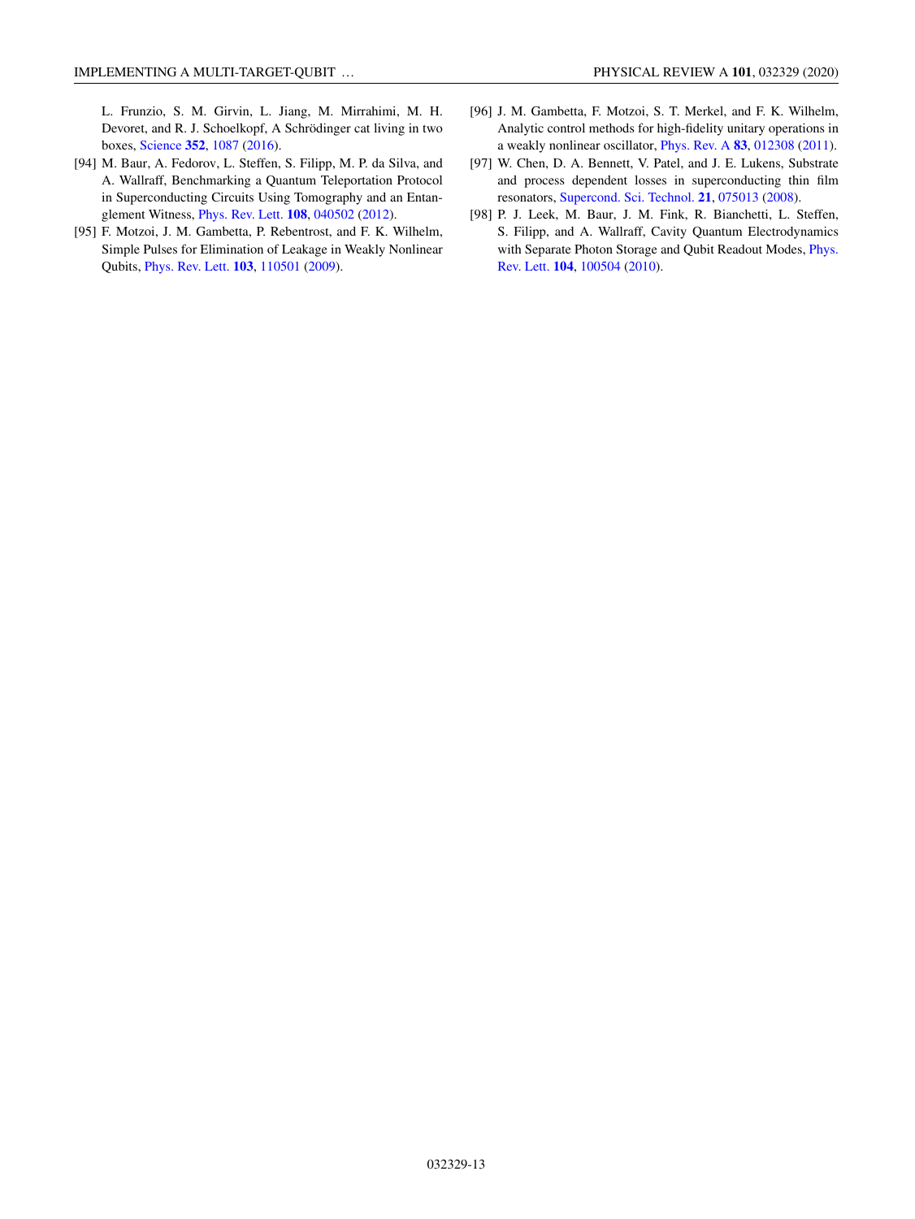L. Frunzio, S. M. Girvin, L. Jiang, M. Mirrahimi, M. H. Devoret, and R. J. Schoelkopf, A Schrödinger cat living in two boxes, Science **352**, 1087 (2016).

[94] M. Baur, A. Fedorov, L. Steffen, S. Filipp, M. P. da Silva, and A. Wallraff, Benchmarking a Quantum Teleportation Protocol in Superconducting Circuits Using Tomography and an Entanglement Witness, Phys. Rev. Lett. **108**, 040502 (2012).

[95] F. Motzoi, J. M. Gambetta, P. Rebentrost, and F. K. Wilhelm, Simple Pulses for Elimination of Leakage in Weakly Nonlinear Qubits, Phys. Rev. Lett. **103**, 110501 (2009).

[96] J. M. Gambetta, F. Motzoi, S. T. Merkel, and F. K. Wilhelm, Analytic control methods for high-fidelity unitary operations in a weakly nonlinear oscillator, Phys. Rev. A **83**, 012308 (2011).

[97] W. Chen, D. A. Bennett, V. Patel, and J. E. Lukens, Substrate and process dependent losses in superconducting thin film resonators, Supercond. Sci. Technol. **21**, 075013 (2008).

[98] P. J. Leek, M. Baur, J. M. Fink, R. Bianchetti, L. Steffen, S. Filipp, and A. Wallraff, Cavity Quantum Electrodynamics with Separate Photon Storage and Qubit Readout Modes, Phys. Rev. Lett. **104**, 100504 (2010).